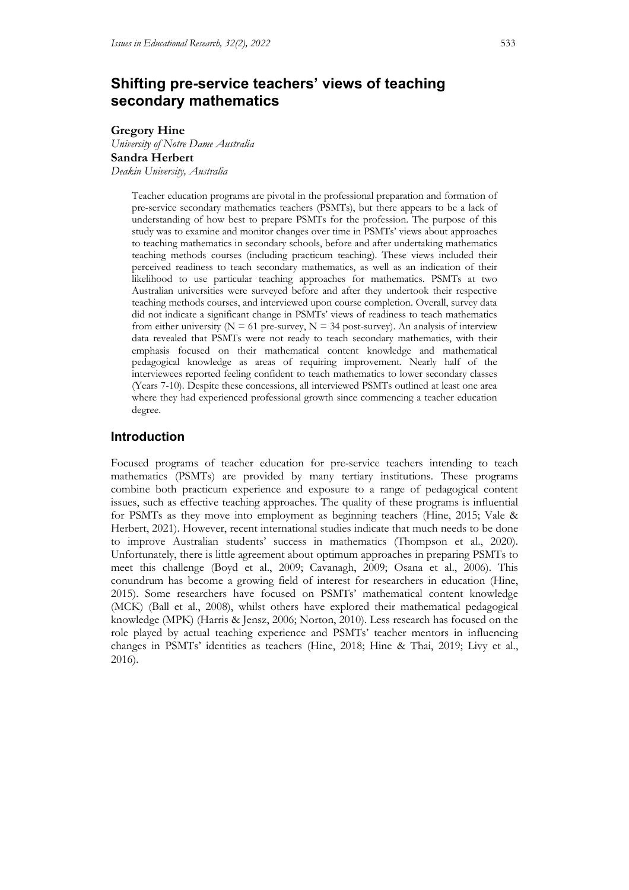# Shifting pre-service teachers' views of teaching secondary mathematics

**Gregory Hine**
*University of Notre Dame Australia*
**Sandra Herbert**
*Deakin University, Australia*

> Teacher education programs are pivotal in the professional preparation and formation of pre-service secondary mathematics teachers (PSMTs), but there appears to be a lack of understanding of how best to prepare PSMTs for the profession. The purpose of this study was to examine and monitor changes over time in PSMTs' views about approaches to teaching mathematics in secondary schools, before and after undertaking mathematics teaching methods courses (including practicum teaching). These views included their perceived readiness to teach secondary mathematics, as well as an indication of their likelihood to use particular teaching approaches for mathematics. PSMTs at two Australian universities were surveyed before and after they undertook their respective teaching methods courses, and interviewed upon course completion. Overall, survey data did not indicate a significant change in PSMTs' views of readiness to teach mathematics from either university (N = 61 pre-survey, N = 34 post-survey). An analysis of interview data revealed that PSMTs were not ready to teach secondary mathematics, with their emphasis focused on their mathematical content knowledge and mathematical pedagogical knowledge as areas of requiring improvement. Nearly half of the interviewees reported feeling confident to teach mathematics to lower secondary classes (Years 7-10). Despite these concessions, all interviewed PSMTs outlined at least one area where they had experienced professional growth since commencing a teacher education degree.

## Introduction

Focused programs of teacher education for pre-service teachers intending to teach mathematics (PSMTs) are provided by many tertiary institutions. These programs combine both practicum experience and exposure to a range of pedagogical content issues, such as effective teaching approaches. The quality of these programs is influential for PSMTs as they move into employment as beginning teachers (Hine, 2015; Vale & Herbert, 2021). However, recent international studies indicate that much needs to be done to improve Australian students' success in mathematics (Thompson et al., 2020). Unfortunately, there is little agreement about optimum approaches in preparing PSMTs to meet this challenge (Boyd et al., 2009; Cavanagh, 2009; Osana et al., 2006). This conundrum has become a growing field of interest for researchers in education (Hine, 2015). Some researchers have focused on PSMTs' mathematical content knowledge (MCK) (Ball et al., 2008), whilst others have explored their mathematical pedagogical knowledge (MPK) (Harris & Jensz, 2006; Norton, 2010). Less research has focused on the role played by actual teaching experience and PSMTs' teacher mentors in influencing changes in PSMTs' identities as teachers (Hine, 2018; Hine & Thai, 2019; Livy et al., 2016).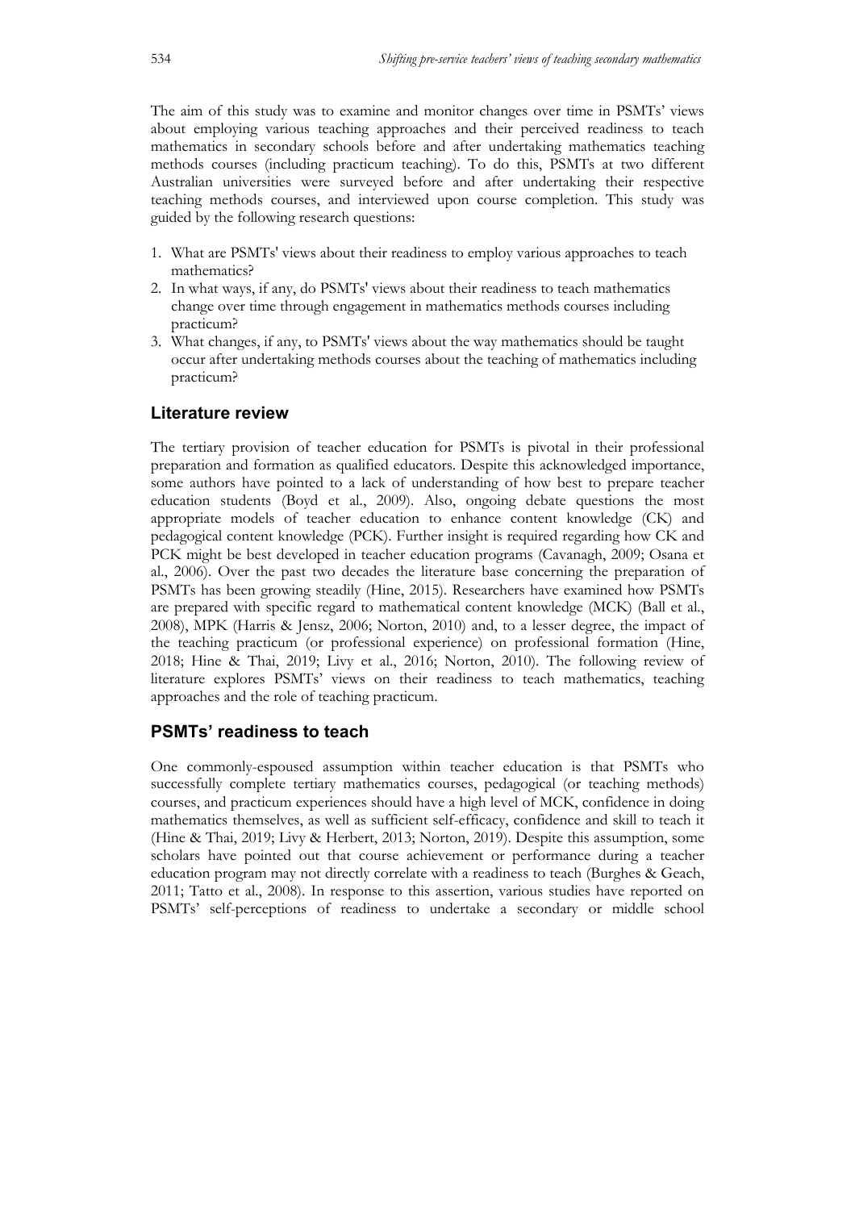The aim of this study was to examine and monitor changes over time in PSMTs' views about employing various teaching approaches and their perceived readiness to teach mathematics in secondary schools before and after undertaking mathematics teaching methods courses (including practicum teaching). To do this, PSMTs at two different Australian universities were surveyed before and after undertaking their respective teaching methods courses, and interviewed upon course completion. This study was guided by the following research questions:

1. What are PSMTs' views about their readiness to employ various approaches to teach mathematics?
2. In what ways, if any, do PSMTs' views about their readiness to teach mathematics change over time through engagement in mathematics methods courses including practicum?
3. What changes, if any, to PSMTs' views about the way mathematics should be taught occur after undertaking methods courses about the teaching of mathematics including practicum?

## Literature review

The tertiary provision of teacher education for PSMTs is pivotal in their professional preparation and formation as qualified educators. Despite this acknowledged importance, some authors have pointed to a lack of understanding of how best to prepare teacher education students (Boyd et al., 2009). Also, ongoing debate questions the most appropriate models of teacher education to enhance content knowledge (CK) and pedagogical content knowledge (PCK). Further insight is required regarding how CK and PCK might be best developed in teacher education programs (Cavanagh, 2009; Osana et al., 2006). Over the past two decades the literature base concerning the preparation of PSMTs has been growing steadily (Hine, 2015). Researchers have examined how PSMTs are prepared with specific regard to mathematical content knowledge (MCK) (Ball et al., 2008), MPK (Harris & Jensz, 2006; Norton, 2010) and, to a lesser degree, the impact of the teaching practicum (or professional experience) on professional formation (Hine, 2018; Hine & Thai, 2019; Livy et al., 2016; Norton, 2010). The following review of literature explores PSMTs' views on their readiness to teach mathematics, teaching approaches and the role of teaching practicum.

## PSMTs' readiness to teach

One commonly-espoused assumption within teacher education is that PSMTs who successfully complete tertiary mathematics courses, pedagogical (or teaching methods) courses, and practicum experiences should have a high level of MCK, confidence in doing mathematics themselves, as well as sufficient self-efficacy, confidence and skill to teach it (Hine & Thai, 2019; Livy & Herbert, 2013; Norton, 2019). Despite this assumption, some scholars have pointed out that course achievement or performance during a teacher education program may not directly correlate with a readiness to teach (Burghes & Geach, 2011; Tatto et al., 2008). In response to this assertion, various studies have reported on PSMTs' self-perceptions of readiness to undertake a secondary or middle school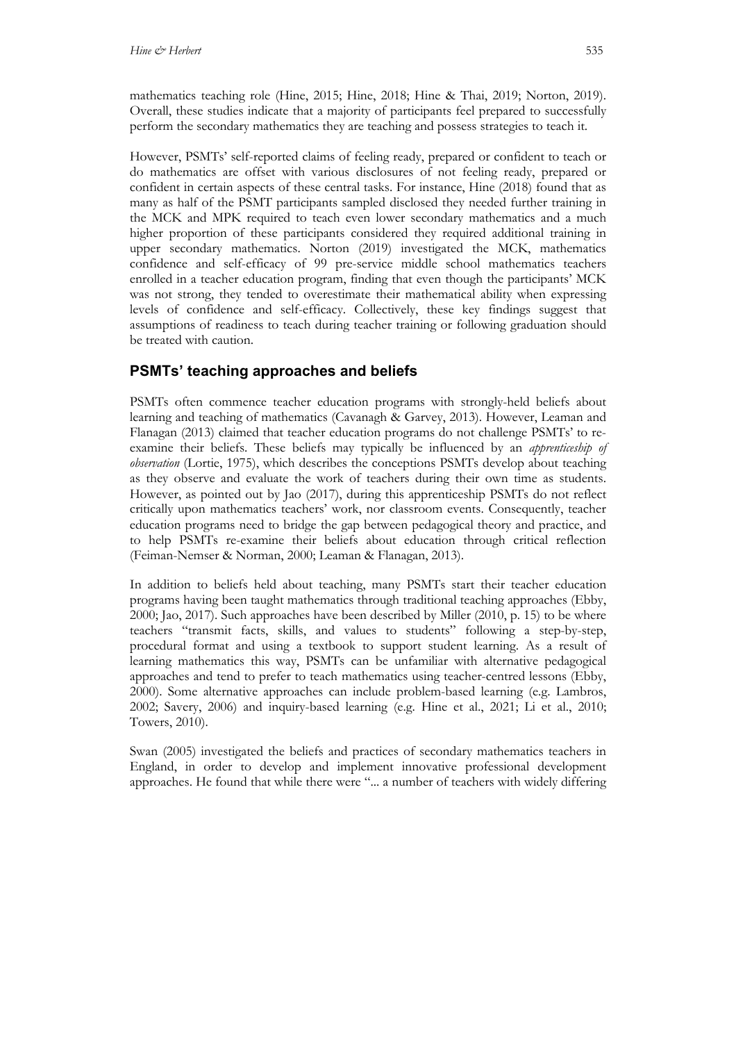mathematics teaching role (Hine, 2015; Hine, 2018; Hine & Thai, 2019; Norton, 2019). Overall, these studies indicate that a majority of participants feel prepared to successfully perform the secondary mathematics they are teaching and possess strategies to teach it.

However, PSMTs' self-reported claims of feeling ready, prepared or confident to teach or do mathematics are offset with various disclosures of not feeling ready, prepared or confident in certain aspects of these central tasks. For instance, Hine (2018) found that as many as half of the PSMT participants sampled disclosed they needed further training in the MCK and MPK required to teach even lower secondary mathematics and a much higher proportion of these participants considered they required additional training in upper secondary mathematics. Norton (2019) investigated the MCK, mathematics confidence and self-efficacy of 99 pre-service middle school mathematics teachers enrolled in a teacher education program, finding that even though the participants' MCK was not strong, they tended to overestimate their mathematical ability when expressing levels of confidence and self-efficacy. Collectively, these key findings suggest that assumptions of readiness to teach during teacher training or following graduation should be treated with caution.

## PSMTs' teaching approaches and beliefs

PSMTs often commence teacher education programs with strongly-held beliefs about learning and teaching of mathematics (Cavanagh & Garvey, 2013). However, Leaman and Flanagan (2013) claimed that teacher education programs do not challenge PSMTs' to re-examine their beliefs. These beliefs may typically be influenced by an *apprenticeship of observation* (Lortie, 1975), which describes the conceptions PSMTs develop about teaching as they observe and evaluate the work of teachers during their own time as students. However, as pointed out by Jao (2017), during this apprenticeship PSMTs do not reflect critically upon mathematics teachers' work, nor classroom events. Consequently, teacher education programs need to bridge the gap between pedagogical theory and practice, and to help PSMTs re-examine their beliefs about education through critical reflection (Feiman-Nemser & Norman, 2000; Leaman & Flanagan, 2013).

In addition to beliefs held about teaching, many PSMTs start their teacher education programs having been taught mathematics through traditional teaching approaches (Ebby, 2000; Jao, 2017). Such approaches have been described by Miller (2010, p. 15) to be where teachers "transmit facts, skills, and values to students" following a step-by-step, procedural format and using a textbook to support student learning. As a result of learning mathematics this way, PSMTs can be unfamiliar with alternative pedagogical approaches and tend to prefer to teach mathematics using teacher-centred lessons (Ebby, 2000). Some alternative approaches can include problem-based learning (e.g. Lambros, 2002; Savery, 2006) and inquiry-based learning (e.g. Hine et al., 2021; Li et al., 2010; Towers, 2010).

Swan (2005) investigated the beliefs and practices of secondary mathematics teachers in England, in order to develop and implement innovative professional development approaches. He found that while there were "... a number of teachers with widely differing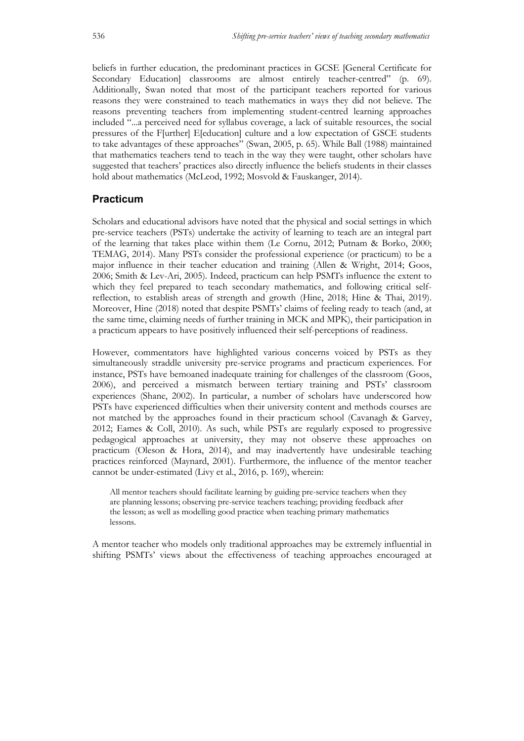beliefs in further education, the predominant practices in GCSE [General Certificate for Secondary Education] classrooms are almost entirely teacher-centred" (p. 69). Additionally, Swan noted that most of the participant teachers reported for various reasons they were constrained to teach mathematics in ways they did not believe. The reasons preventing teachers from implementing student-centred learning approaches included "...a perceived need for syllabus coverage, a lack of suitable resources, the social pressures of the F[urther] E[ducation] culture and a low expectation of GSCE students to take advantages of these approaches" (Swan, 2005, p. 65). While Ball (1988) maintained that mathematics teachers tend to teach in the way they were taught, other scholars have suggested that teachers' practices also directly influence the beliefs students in their classes hold about mathematics (McLeod, 1992; Mosvold & Fauskanger, 2014).

## Practicum

Scholars and educational advisors have noted that the physical and social settings in which pre-service teachers (PSTs) undertake the activity of learning to teach are an integral part of the learning that takes place within them (Le Cornu, 2012; Putnam & Borko, 2000; TEMAG, 2014). Many PSTs consider the professional experience (or practicum) to be a major influence in their teacher education and training (Allen & Wright, 2014; Goos, 2006; Smith & Lev-Ari, 2005). Indeed, practicum can help PSMTs influence the extent to which they feel prepared to teach secondary mathematics, and following critical self-reflection, to establish areas of strength and growth (Hine, 2018; Hine & Thai, 2019). Moreover, Hine (2018) noted that despite PSMTs' claims of feeling ready to teach (and, at the same time, claiming needs of further training in MCK and MPK), their participation in a practicum appears to have positively influenced their self-perceptions of readiness.

However, commentators have highlighted various concerns voiced by PSTs as they simultaneously straddle university pre-service programs and practicum experiences. For instance, PSTs have bemoaned inadequate training for challenges of the classroom (Goos, 2006), and perceived a mismatch between tertiary training and PSTs' classroom experiences (Shane, 2002). In particular, a number of scholars have underscored how PSTs have experienced difficulties when their university content and methods courses are not matched by the approaches found in their practicum school (Cavanagh & Garvey, 2012; Eames & Coll, 2010). As such, while PSTs are regularly exposed to progressive pedagogical approaches at university, they may not observe these approaches on practicum (Oleson & Hora, 2014), and may inadvertently have undesirable teaching practices reinforced (Maynard, 2001). Furthermore, the influence of the mentor teacher cannot be under-estimated (Livy et al., 2016, p. 169), wherein:

> All mentor teachers should facilitate learning by guiding pre-service teachers when they are planning lessons; observing pre-service teachers teaching; providing feedback after the lesson; as well as modelling good practice when teaching primary mathematics lessons.

A mentor teacher who models only traditional approaches may be extremely influential in shifting PSMTs' views about the effectiveness of teaching approaches encouraged at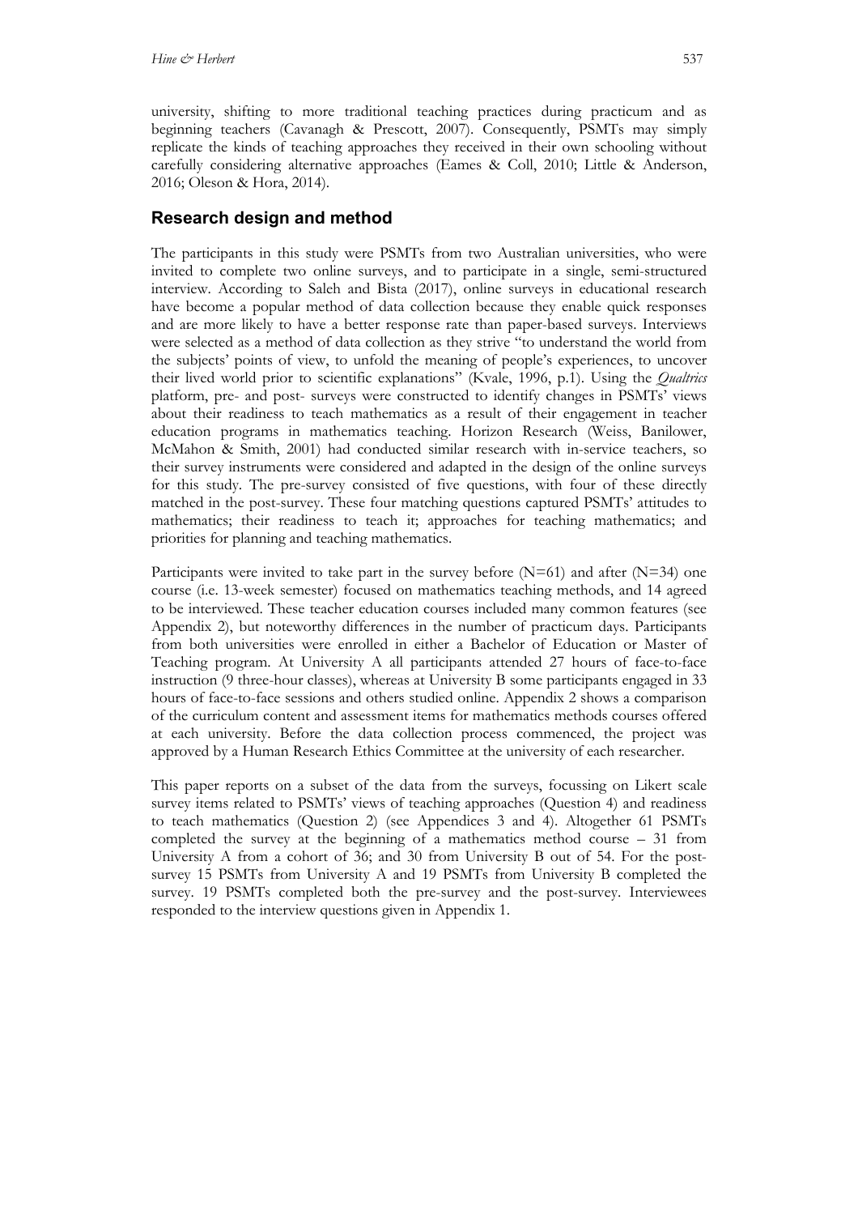university, shifting to more traditional teaching practices during practicum and as beginning teachers (Cavanagh & Prescott, 2007). Consequently, PSMTs may simply replicate the kinds of teaching approaches they received in their own schooling without carefully considering alternative approaches (Eames & Coll, 2010; Little & Anderson, 2016; Oleson & Hora, 2014).

## Research design and method

The participants in this study were PSMTs from two Australian universities, who were invited to complete two online surveys, and to participate in a single, semi-structured interview. According to Saleh and Bista (2017), online surveys in educational research have become a popular method of data collection because they enable quick responses and are more likely to have a better response rate than paper-based surveys. Interviews were selected as a method of data collection as they strive "to understand the world from the subjects' points of view, to unfold the meaning of people's experiences, to uncover their lived world prior to scientific explanations" (Kvale, 1996, p.1). Using the *Qualtrics* platform, pre- and post- surveys were constructed to identify changes in PSMTs' views about their readiness to teach mathematics as a result of their engagement in teacher education programs in mathematics teaching. Horizon Research (Weiss, Banilower, McMahon & Smith, 2001) had conducted similar research with in-service teachers, so their survey instruments were considered and adapted in the design of the online surveys for this study. The pre-survey consisted of five questions, with four of these directly matched in the post-survey. These four matching questions captured PSMTs' attitudes to mathematics; their readiness to teach it; approaches for teaching mathematics; and priorities for planning and teaching mathematics.

Participants were invited to take part in the survey before (N=61) and after (N=34) one course (i.e. 13-week semester) focused on mathematics teaching methods, and 14 agreed to be interviewed. These teacher education courses included many common features (see Appendix 2), but noteworthy differences in the number of practicum days. Participants from both universities were enrolled in either a Bachelor of Education or Master of Teaching program. At University A all participants attended 27 hours of face-to-face instruction (9 three-hour classes), whereas at University B some participants engaged in 33 hours of face-to-face sessions and others studied online. Appendix 2 shows a comparison of the curriculum content and assessment items for mathematics methods courses offered at each university. Before the data collection process commenced, the project was approved by a Human Research Ethics Committee at the university of each researcher.

This paper reports on a subset of the data from the surveys, focussing on Likert scale survey items related to PSMTs' views of teaching approaches (Question 4) and readiness to teach mathematics (Question 2) (see Appendices 3 and 4). Altogether 61 PSMTs completed the survey at the beginning of a mathematics method course – 31 from University A from a cohort of 36; and 30 from University B out of 54. For the post-survey 15 PSMTs from University A and 19 PSMTs from University B completed the survey. 19 PSMTs completed both the pre-survey and the post-survey. Interviewees responded to the interview questions given in Appendix 1.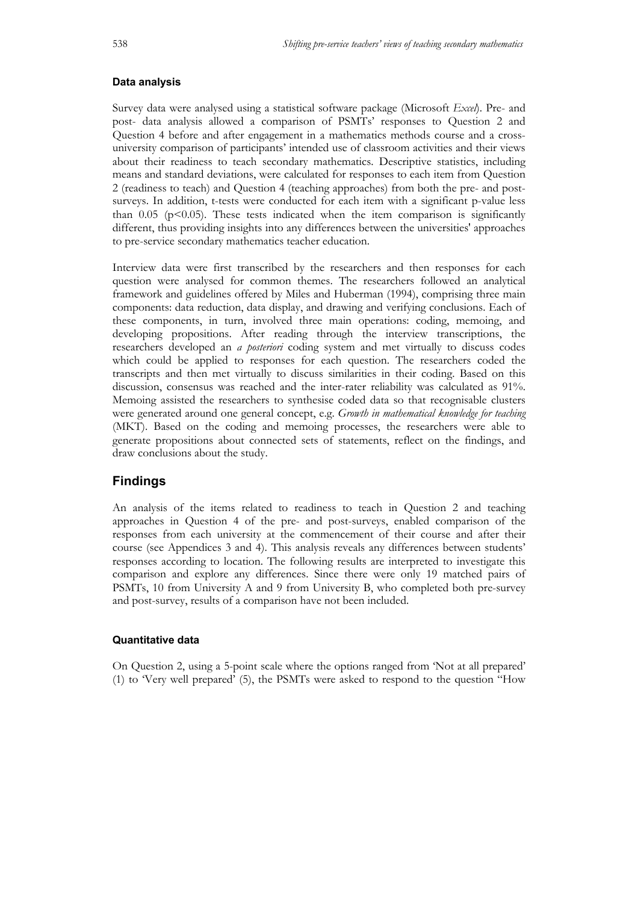### Data analysis

Survey data were analysed using a statistical software package (Microsoft *Excel*). Pre- and post- data analysis allowed a comparison of PSMTs' responses to Question 2 and Question 4 before and after engagement in a mathematics methods course and a cross-university comparison of participants' intended use of classroom activities and their views about their readiness to teach secondary mathematics. Descriptive statistics, including means and standard deviations, were calculated for responses to each item from Question 2 (readiness to teach) and Question 4 (teaching approaches) from both the pre- and post-surveys. In addition, t-tests were conducted for each item with a significant p-value less than 0.05 ($p<0.05$). These tests indicated when the item comparison is significantly different, thus providing insights into any differences between the universities' approaches to pre-service secondary mathematics teacher education.

Interview data were first transcribed by the researchers and then responses for each question were analysed for common themes. The researchers followed an analytical framework and guidelines offered by Miles and Huberman (1994), comprising three main components: data reduction, data display, and drawing and verifying conclusions. Each of these components, in turn, involved three main operations: coding, memoing, and developing propositions. After reading through the interview transcriptions, the researchers developed an *a posteriori* coding system and met virtually to discuss codes which could be applied to responses for each question. The researchers coded the transcripts and then met virtually to discuss similarities in their coding. Based on this discussion, consensus was reached and the inter-rater reliability was calculated as 91%. Memoing assisted the researchers to synthesise coded data so that recognisable clusters were generated around one general concept, e.g. *Growth in mathematical knowledge for teaching* (MKT). Based on the coding and memoing processes, the researchers were able to generate propositions about connected sets of statements, reflect on the findings, and draw conclusions about the study.

## Findings

An analysis of the items related to readiness to teach in Question 2 and teaching approaches in Question 4 of the pre- and post-surveys, enabled comparison of the responses from each university at the commencement of their course and after their course (see Appendices 3 and 4). This analysis reveals any differences between students' responses according to location. The following results are interpreted to investigate this comparison and explore any differences. Since there were only 19 matched pairs of PSMTs, 10 from University A and 9 from University B, who completed both pre-survey and post-survey, results of a comparison have not been included.

### Quantitative data

On Question 2, using a 5-point scale where the options ranged from 'Not at all prepared' (1) to 'Very well prepared' (5), the PSMTs were asked to respond to the question "How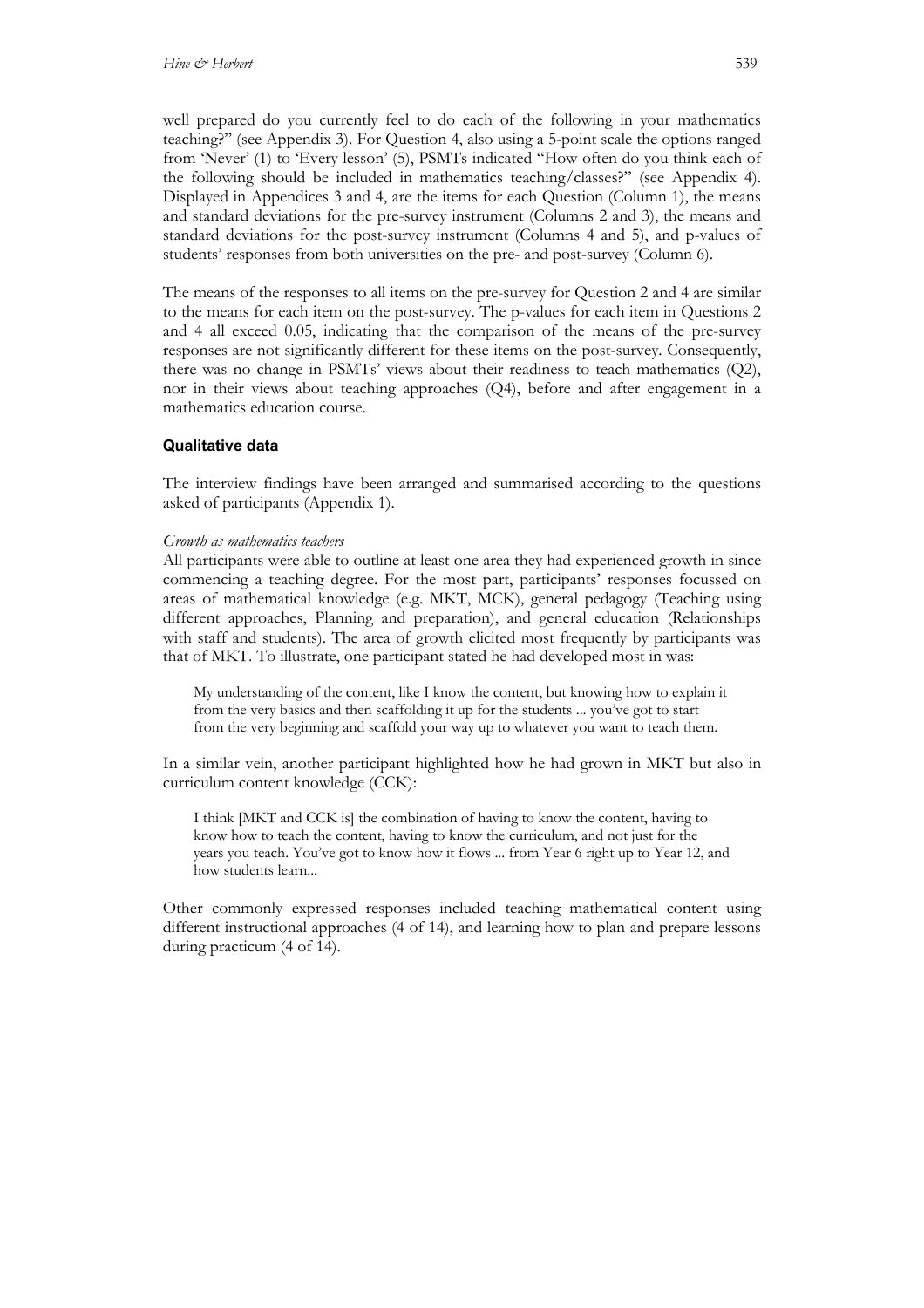well prepared do you currently feel to do each of the following in your mathematics teaching?" (see Appendix 3). For Question 4, also using a 5-point scale the options ranged from 'Never' (1) to 'Every lesson' (5), PSMTs indicated "How often do you think each of the following should be included in mathematics teaching/classes?" (see Appendix 4). Displayed in Appendices 3 and 4, are the items for each Question (Column 1), the means and standard deviations for the pre-survey instrument (Columns 2 and 3), the means and standard deviations for the post-survey instrument (Columns 4 and 5), and p-values of students' responses from both universities on the pre- and post-survey (Column 6).

The means of the responses to all items on the pre-survey for Question 2 and 4 are similar to the means for each item on the post-survey. The p-values for each item in Questions 2 and 4 all exceed 0.05, indicating that the comparison of the means of the pre-survey responses are not significantly different for these items on the post-survey. Consequently, there was no change in PSMTs' views about their readiness to teach mathematics (Q2), nor in their views about teaching approaches (Q4), before and after engagement in a mathematics education course.

### Qualitative data

The interview findings have been arranged and summarised according to the questions asked of participants (Appendix 1).

*Growth as mathematics teachers*

All participants were able to outline at least one area they had experienced growth in since commencing a teaching degree. For the most part, participants' responses focussed on areas of mathematical knowledge (e.g. MKT, MCK), general pedagogy (Teaching using different approaches, Planning and preparation), and general education (Relationships with staff and students). The area of growth elicited most frequently by participants was that of MKT. To illustrate, one participant stated he had developed most in was:

> My understanding of the content, like I know the content, but knowing how to explain it from the very basics and then scaffolding it up for the students ... you've got to start from the very beginning and scaffold your way up to whatever you want to teach them.

In a similar vein, another participant highlighted how he had grown in MKT but also in curriculum content knowledge (CCK):

> I think [MKT and CCK is] the combination of having to know the content, having to know how to teach the content, having to know the curriculum, and not just for the years you teach. You've got to know how it flows ... from Year 6 right up to Year 12, and how students learn...

Other commonly expressed responses included teaching mathematical content using different instructional approaches (4 of 14), and learning how to plan and prepare lessons during practicum (4 of 14).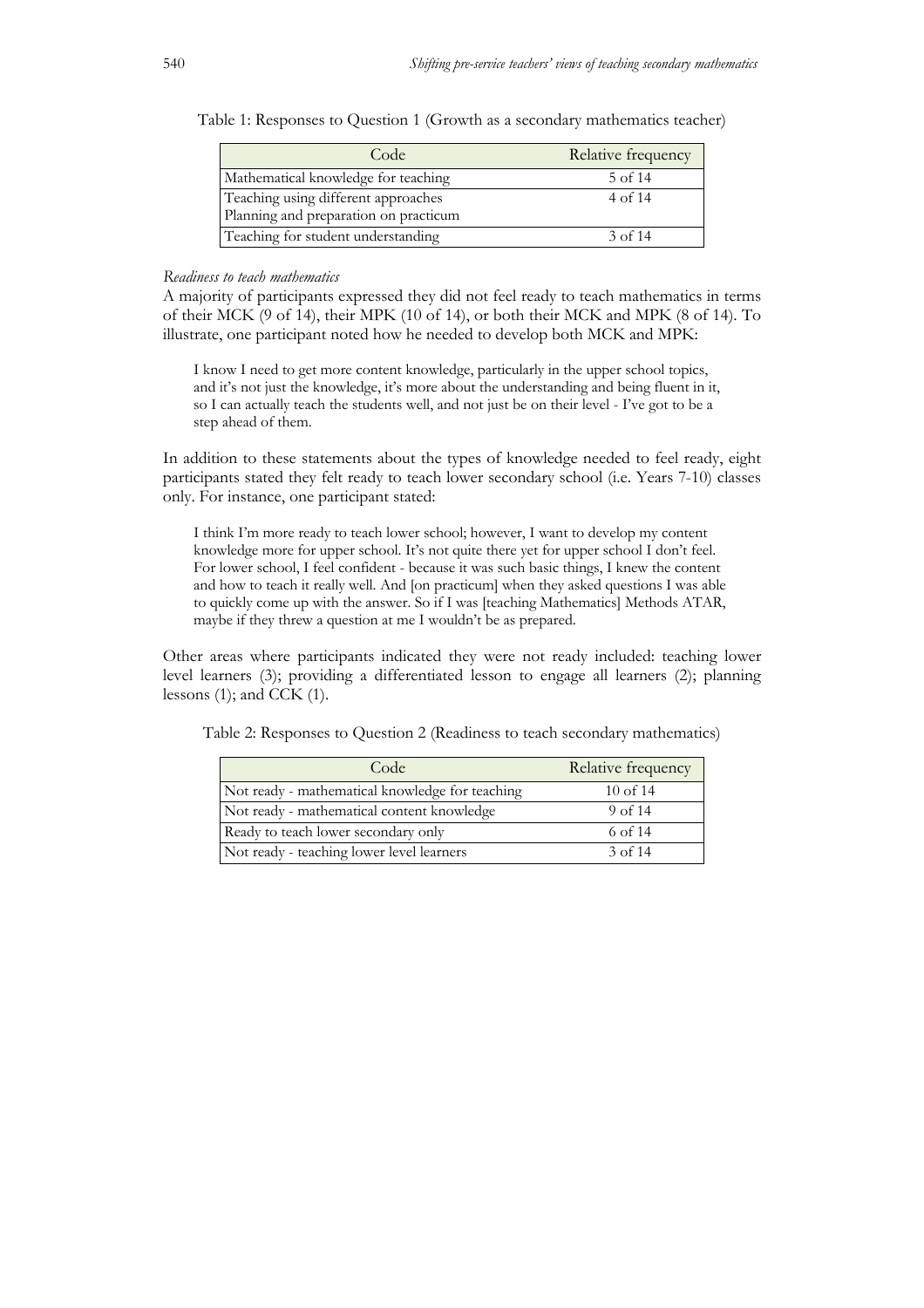Table 1: Responses to Question 1 (Growth as a secondary mathematics teacher)

| Code | Relative frequency |
|---|---|
| Mathematical knowledge for teaching | 5 of 14 |
| Teaching using different approaches<br>Planning and preparation on practicum | 4 of 14 |
| Teaching for student understanding | 3 of 14 |

*Readiness to teach mathematics*

A majority of participants expressed they did not feel ready to teach mathematics in terms of their MCK (9 of 14), their MPK (10 of 14), or both their MCK and MPK (8 of 14). To illustrate, one participant noted how he needed to develop both MCK and MPK:

> I know I need to get more content knowledge, particularly in the upper school topics, and it's not just the knowledge, it's more about the understanding and being fluent in it, so I can actually teach the students well, and not just be on their level - I've got to be a step ahead of them.

In addition to these statements about the types of knowledge needed to feel ready, eight participants stated they felt ready to teach lower secondary school (i.e. Years 7-10) classes only. For instance, one participant stated:

> I think I'm more ready to teach lower school; however, I want to develop my content knowledge more for upper school. It's not quite there yet for upper school I don't feel. For lower school, I feel confident - because it was such basic things, I knew the content and how to teach it really well. And [on practicum] when they asked questions I was able to quickly come up with the answer. So if I was [teaching Mathematics] Methods ATAR, maybe if they threw a question at me I wouldn't be as prepared.

Other areas where participants indicated they were not ready included: teaching lower level learners (3); providing a differentiated lesson to engage all learners (2); planning lessons (1); and CCK (1).

Table 2: Responses to Question 2 (Readiness to teach secondary mathematics)

| Code | Relative frequency |
|---|---|
| Not ready - mathematical knowledge for teaching | 10 of 14 |
| Not ready - mathematical content knowledge | 9 of 14 |
| Ready to teach lower secondary only | 6 of 14 |
| Not ready - teaching lower level learners | 3 of 14 |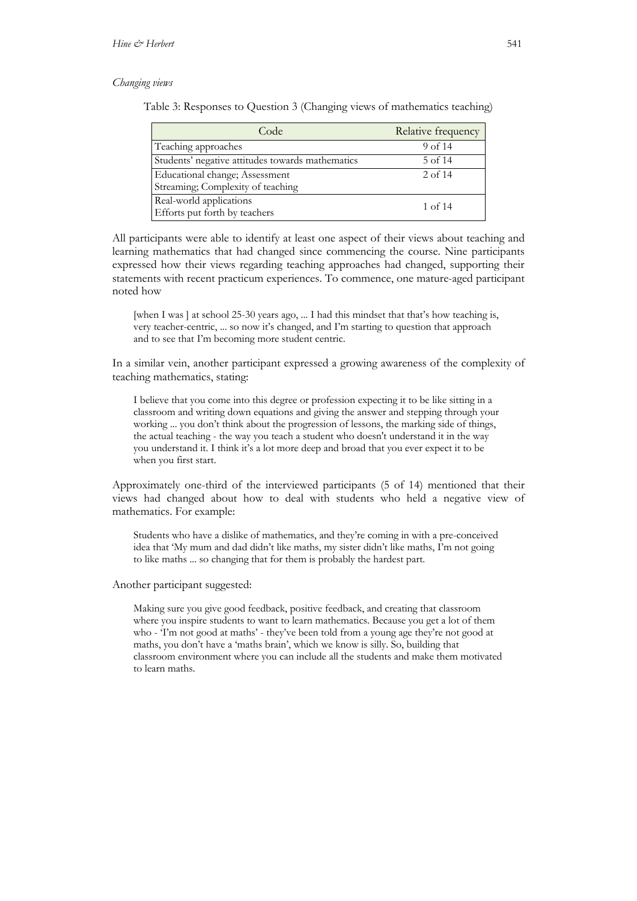*Changing views*

Table 3: Responses to Question 3 (Changing views of mathematics teaching)

| Code | Relative frequency |
|---|---|
| Teaching approaches | 9 of 14 |
| Students' negative attitudes towards mathematics | 5 of 14 |
| Educational change; Assessment<br>Streaming; Complexity of teaching | 2 of 14 |
| Real-world applications<br>Efforts put forth by teachers | 1 of 14 |

All participants were able to identify at least one aspect of their views about teaching and learning mathematics that had changed since commencing the course. Nine participants expressed how their views regarding teaching approaches had changed, supporting their statements with recent practicum experiences. To commence, one mature-aged participant noted how

> [when I was ] at school 25-30 years ago, ... I had this mindset that that's how teaching is, very teacher-centric, ... so now it's changed, and I'm starting to question that approach and to see that I'm becoming more student centric.

In a similar vein, another participant expressed a growing awareness of the complexity of teaching mathematics, stating:

> I believe that you come into this degree or profession expecting it to be like sitting in a classroom and writing down equations and giving the answer and stepping through your working ... you don't think about the progression of lessons, the marking side of things, the actual teaching - the way you teach a student who doesn't understand it in the way you understand it. I think it's a lot more deep and broad that you ever expect it to be when you first start.

Approximately one-third of the interviewed participants (5 of 14) mentioned that their views had changed about how to deal with students who held a negative view of mathematics. For example:

> Students who have a dislike of mathematics, and they're coming in with a pre-conceived idea that 'My mum and dad didn't like maths, my sister didn't like maths, I'm not going to like maths ... so changing that for them is probably the hardest part.

Another participant suggested:

> Making sure you give good feedback, positive feedback, and creating that classroom where you inspire students to want to learn mathematics. Because you get a lot of them who - 'I'm not good at maths' - they've been told from a young age they're not good at maths, you don't have a 'maths brain', which we know is silly. So, building that classroom environment where you can include all the students and make them motivated to learn maths.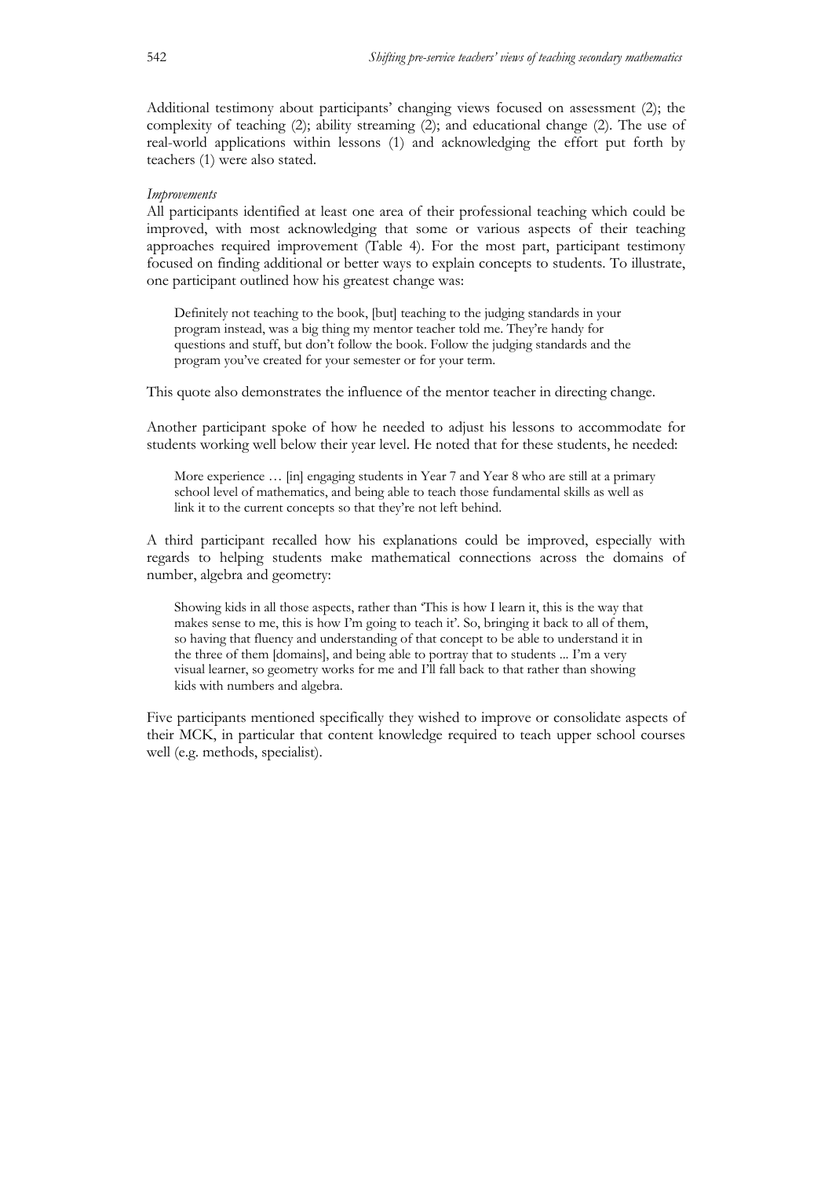Additional testimony about participants' changing views focused on assessment (2); the complexity of teaching (2); ability streaming (2); and educational change (2). The use of real-world applications within lessons (1) and acknowledging the effort put forth by teachers (1) were also stated.

*Improvements*

All participants identified at least one area of their professional teaching which could be improved, with most acknowledging that some or various aspects of their teaching approaches required improvement (Table 4). For the most part, participant testimony focused on finding additional or better ways to explain concepts to students. To illustrate, one participant outlined how his greatest change was:

> Definitely not teaching to the book, [but] teaching to the judging standards in your program instead, was a big thing my mentor teacher told me. They're handy for questions and stuff, but don't follow the book. Follow the judging standards and the program you've created for your semester or for your term.

This quote also demonstrates the influence of the mentor teacher in directing change.

Another participant spoke of how he needed to adjust his lessons to accommodate for students working well below their year level. He noted that for these students, he needed:

> More experience … [in] engaging students in Year 7 and Year 8 who are still at a primary school level of mathematics, and being able to teach those fundamental skills as well as link it to the current concepts so that they're not left behind.

A third participant recalled how his explanations could be improved, especially with regards to helping students make mathematical connections across the domains of number, algebra and geometry:

> Showing kids in all those aspects, rather than 'This is how I learn it, this is the way that makes sense to me, this is how I'm going to teach it'. So, bringing it back to all of them, so having that fluency and understanding of that concept to be able to understand it in the three of them [domains], and being able to portray that to students ... I'm a very visual learner, so geometry works for me and I'll fall back to that rather than showing kids with numbers and algebra.

Five participants mentioned specifically they wished to improve or consolidate aspects of their MCK, in particular that content knowledge required to teach upper school courses well (e.g. methods, specialist).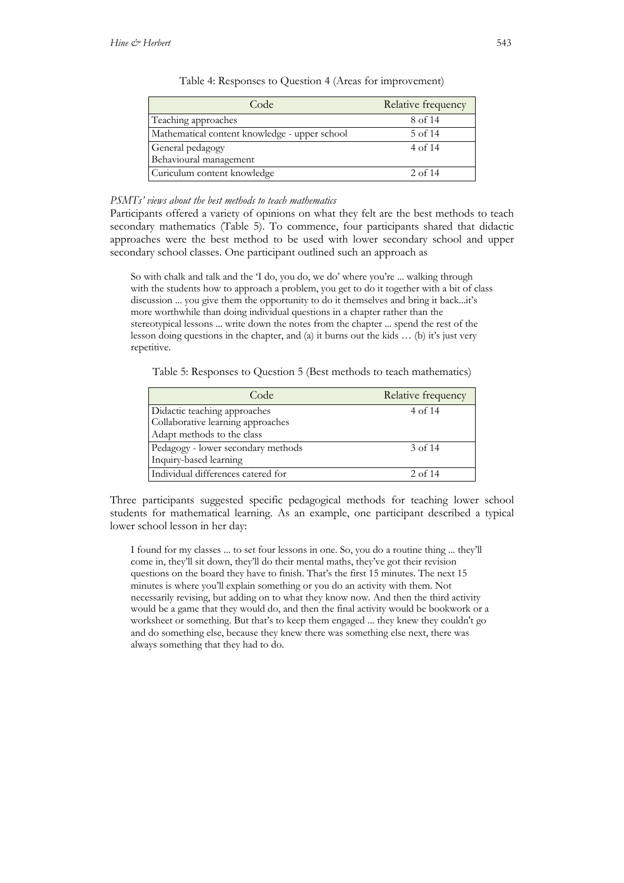Table 4: Responses to Question 4 (Areas for improvement)

| Code | Relative frequency |
|---|---|
| Teaching approaches | 8 of 14 |
| Mathematical content knowledge - upper school | 5 of 14 |
| General pedagogy<br>Behavioural management | 4 of 14 |
| Curiculum content knowledge | 2 of 14 |

*PSMTs' views about the best methods to teach mathematics*

Participants offered a variety of opinions on what they felt are the best methods to teach secondary mathematics (Table 5). To commence, four participants shared that didactic approaches were the best method to be used with lower secondary school and upper secondary school classes. One participant outlined such an approach as

> So with chalk and talk and the 'I do, you do, we do' where you're ... walking through with the students how to approach a problem, you get to do it together with a bit of class discussion ... you give them the opportunity to do it themselves and bring it back...it's more worthwhile than doing individual questions in a chapter rather than the stereotypical lessons ... write down the notes from the chapter ... spend the rest of the lesson doing questions in the chapter, and (a) it burns out the kids … (b) it's just very repetitive.

Table 5: Responses to Question 5 (Best methods to teach mathematics)

| Code | Relative frequency |
|---|---|
| Didactic teaching approaches<br>Collaborative learning approaches<br>Adapt methods to the class | 4 of 14 |
| Pedagogy - lower secondary methods<br>Inquiry-based learning | 3 of 14 |
| Individual differences catered for | 2 of 14 |

Three participants suggested specific pedagogical methods for teaching lower school students for mathematical learning. As an example, one participant described a typical lower school lesson in her day:

> I found for my classes ... to set four lessons in one. So, you do a routine thing ... they'll come in, they'll sit down, they'll do their mental maths, they've got their revision questions on the board they have to finish. That's the first 15 minutes. The next 15 minutes is where you'll explain something or you do an activity with them. Not necessarily revising, but adding on to what they know now. And then the third activity would be a game that they would do, and then the final activity would be bookwork or a worksheet or something. But that's to keep them engaged ... they knew they couldn't go and do something else, because they knew there was something else next, there was always something that they had to do.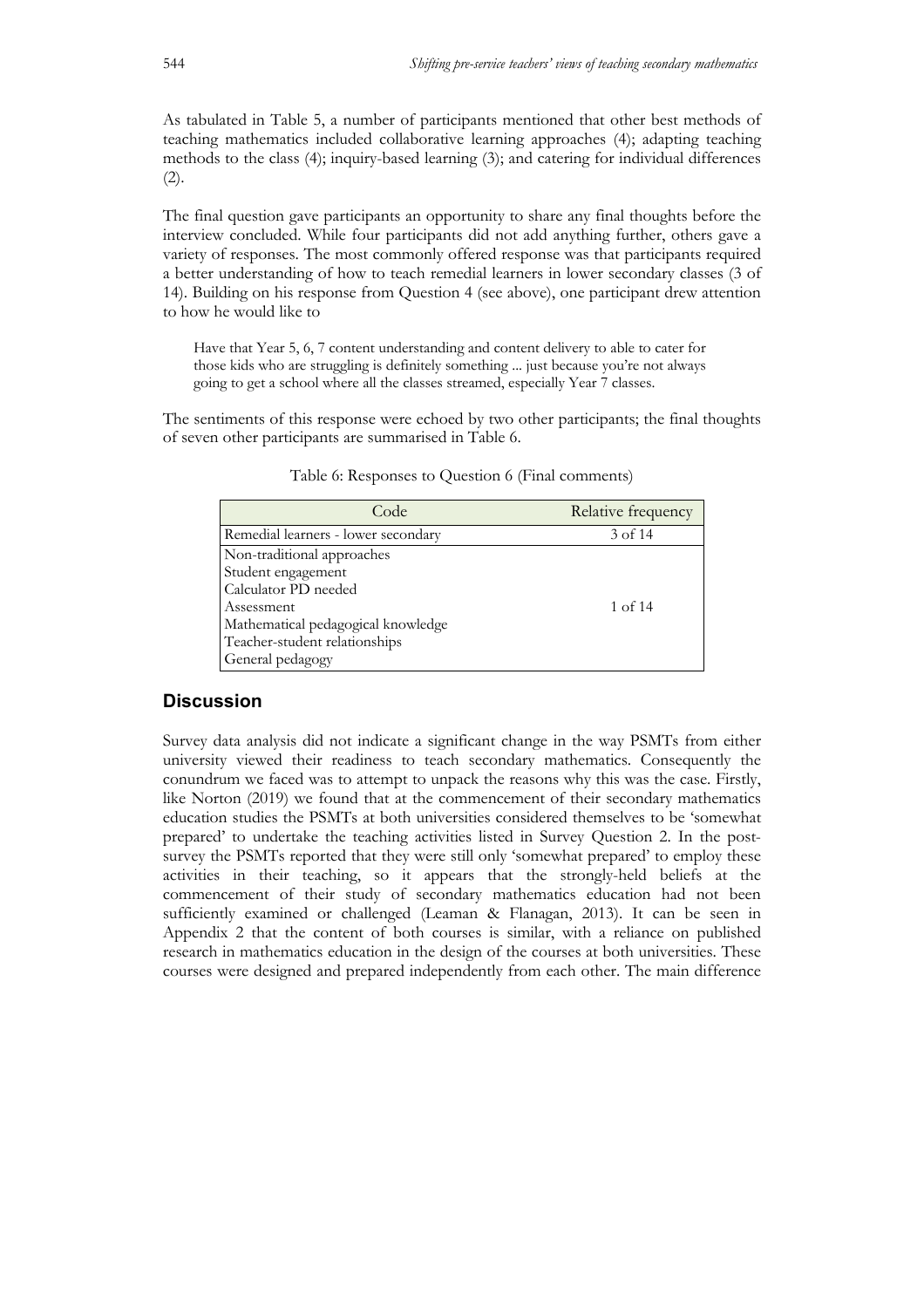As tabulated in Table 5, a number of participants mentioned that other best methods of teaching mathematics included collaborative learning approaches (4); adapting teaching methods to the class (4); inquiry-based learning (3); and catering for individual differences (2).

The final question gave participants an opportunity to share any final thoughts before the interview concluded. While four participants did not add anything further, others gave a variety of responses. The most commonly offered response was that participants required a better understanding of how to teach remedial learners in lower secondary classes (3 of 14). Building on his response from Question 4 (see above), one participant drew attention to how he would like to

> Have that Year 5, 6, 7 content understanding and content delivery to able to cater for those kids who are struggling is definitely something ... just because you're not always going to get a school where all the classes streamed, especially Year 7 classes.

The sentiments of this response were echoed by two other participants; the final thoughts of seven other participants are summarised in Table 6.

Table 6: Responses to Question 6 (Final comments)

| Code | Relative frequency |
|---|---|
| Remedial learners - lower secondary | 3 of 14 |
| Non-traditional approaches<br>Student engagement<br>Calculator PD needed<br>Assessment<br>Mathematical pedagogical knowledge<br>Teacher-student relationships<br>General pedagogy | 1 of 14 |

## Discussion

Survey data analysis did not indicate a significant change in the way PSMTs from either university viewed their readiness to teach secondary mathematics. Consequently the conundrum we faced was to attempt to unpack the reasons why this was the case. Firstly, like Norton (2019) we found that at the commencement of their secondary mathematics education studies the PSMTs at both universities considered themselves to be 'somewhat prepared' to undertake the teaching activities listed in Survey Question 2. In the post-survey the PSMTs reported that they were still only 'somewhat prepared' to employ these activities in their teaching, so it appears that the strongly-held beliefs at the commencement of their study of secondary mathematics education had not been sufficiently examined or challenged (Leaman & Flanagan, 2013). It can be seen in Appendix 2 that the content of both courses is similar, with a reliance on published research in mathematics education in the design of the courses at both universities. These courses were designed and prepared independently from each other. The main difference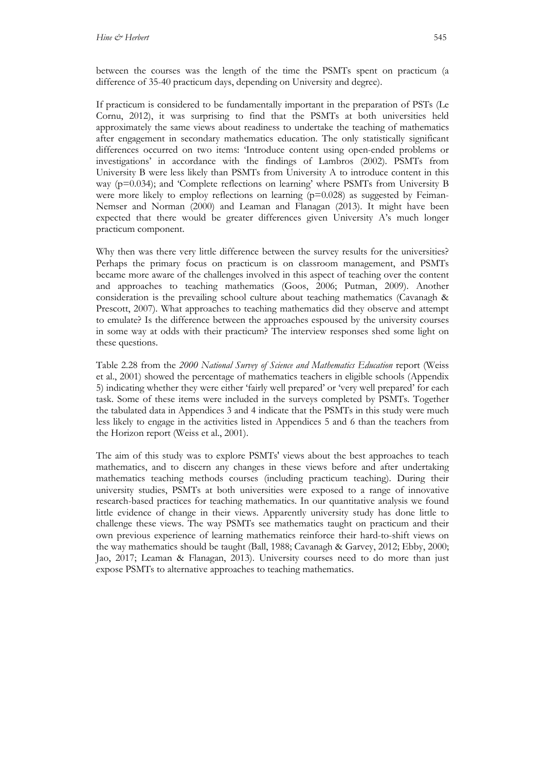between the courses was the length of the time the PSMTs spent on practicum (a difference of 35-40 practicum days, depending on University and degree).

If practicum is considered to be fundamentally important in the preparation of PSTs (Le Cornu, 2012), it was surprising to find that the PSMTs at both universities held approximately the same views about readiness to undertake the teaching of mathematics after engagement in secondary mathematics education. The only statistically significant differences occurred on two items: 'Introduce content using open-ended problems or investigations' in accordance with the findings of Lambros (2002). PSMTs from University B were less likely than PSMTs from University A to introduce content in this way ($p=0.034$); and 'Complete reflections on learning' where PSMTs from University B were more likely to employ reflections on learning ($p=0.028$) as suggested by Feiman-Nemser and Norman (2000) and Leaman and Flanagan (2013). It might have been expected that there would be greater differences given University A's much longer practicum component.

Why then was there very little difference between the survey results for the universities? Perhaps the primary focus on practicum is on classroom management, and PSMTs became more aware of the challenges involved in this aspect of teaching over the content and approaches to teaching mathematics (Goos, 2006; Putman, 2009). Another consideration is the prevailing school culture about teaching mathematics (Cavanagh & Prescott, 2007). What approaches to teaching mathematics did they observe and attempt to emulate? Is the difference between the approaches espoused by the university courses in some way at odds with their practicum? The interview responses shed some light on these questions.

Table 2.28 from the *2000 National Survey of Science and Mathematics Education* report (Weiss et al., 2001) showed the percentage of mathematics teachers in eligible schools (Appendix 5) indicating whether they were either 'fairly well prepared' or 'very well prepared' for each task. Some of these items were included in the surveys completed by PSMTs. Together the tabulated data in Appendices 3 and 4 indicate that the PSMTs in this study were much less likely to engage in the activities listed in Appendices 5 and 6 than the teachers from the Horizon report (Weiss et al., 2001).

The aim of this study was to explore PSMTs' views about the best approaches to teach mathematics, and to discern any changes in these views before and after undertaking mathematics teaching methods courses (including practicum teaching). During their university studies, PSMTs at both universities were exposed to a range of innovative research-based practices for teaching mathematics. In our quantitative analysis we found little evidence of change in their views. Apparently university study has done little to challenge these views. The way PSMTs see mathematics taught on practicum and their own previous experience of learning mathematics reinforce their hard-to-shift views on the way mathematics should be taught (Ball, 1988; Cavanagh & Garvey, 2012; Ebby, 2000; Jao, 2017; Leaman & Flanagan, 2013). University courses need to do more than just expose PSMTs to alternative approaches to teaching mathematics.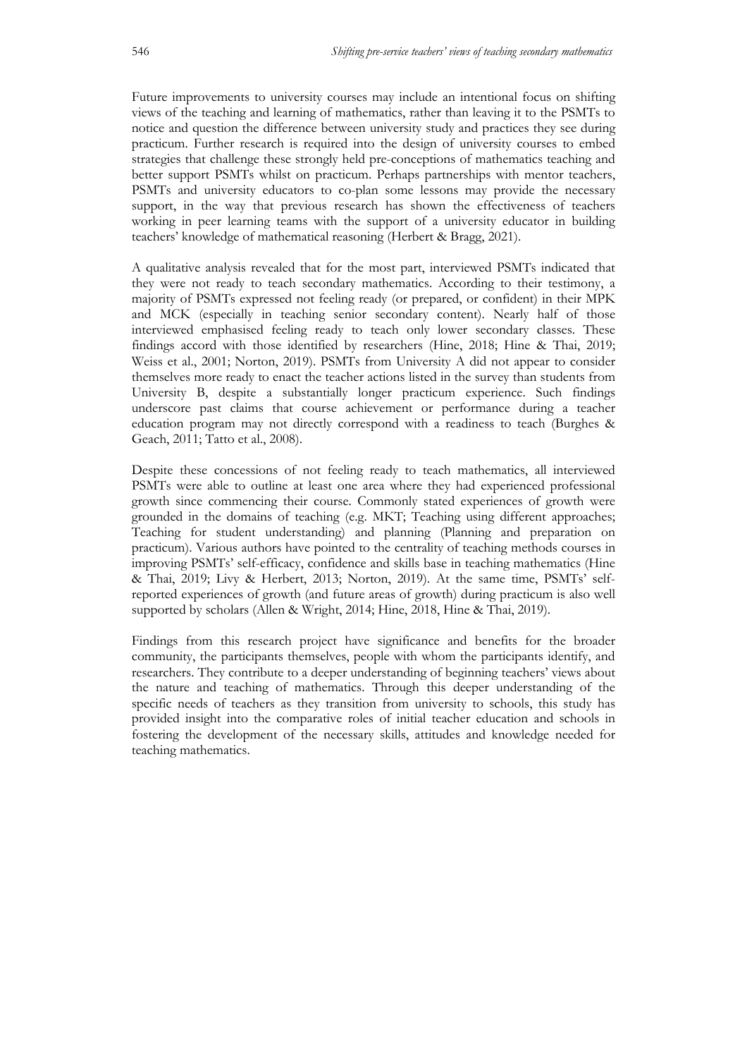Future improvements to university courses may include an intentional focus on shifting views of the teaching and learning of mathematics, rather than leaving it to the PSMTs to notice and question the difference between university study and practices they see during practicum. Further research is required into the design of university courses to embed strategies that challenge these strongly held pre-conceptions of mathematics teaching and better support PSMTs whilst on practicum. Perhaps partnerships with mentor teachers, PSMTs and university educators to co-plan some lessons may provide the necessary support, in the way that previous research has shown the effectiveness of teachers working in peer learning teams with the support of a university educator in building teachers' knowledge of mathematical reasoning (Herbert & Bragg, 2021).

A qualitative analysis revealed that for the most part, interviewed PSMTs indicated that they were not ready to teach secondary mathematics. According to their testimony, a majority of PSMTs expressed not feeling ready (or prepared, or confident) in their MPK and MCK (especially in teaching senior secondary content). Nearly half of those interviewed emphasised feeling ready to teach only lower secondary classes. These findings accord with those identified by researchers (Hine, 2018; Hine & Thai, 2019; Weiss et al., 2001; Norton, 2019). PSMTs from University A did not appear to consider themselves more ready to enact the teacher actions listed in the survey than students from University B, despite a substantially longer practicum experience. Such findings underscore past claims that course achievement or performance during a teacher education program may not directly correspond with a readiness to teach (Burghes & Geach, 2011; Tatto et al., 2008).

Despite these concessions of not feeling ready to teach mathematics, all interviewed PSMTs were able to outline at least one area where they had experienced professional growth since commencing their course. Commonly stated experiences of growth were grounded in the domains of teaching (e.g. MKT; Teaching using different approaches; Teaching for student understanding) and planning (Planning and preparation on practicum). Various authors have pointed to the centrality of teaching methods courses in improving PSMTs' self-efficacy, confidence and skills base in teaching mathematics (Hine & Thai, 2019; Livy & Herbert, 2013; Norton, 2019). At the same time, PSMTs' self-reported experiences of growth (and future areas of growth) during practicum is also well supported by scholars (Allen & Wright, 2014; Hine, 2018, Hine & Thai, 2019).

Findings from this research project have significance and benefits for the broader community, the participants themselves, people with whom the participants identify, and researchers. They contribute to a deeper understanding of beginning teachers' views about the nature and teaching of mathematics. Through this deeper understanding of the specific needs of teachers as they transition from university to schools, this study has provided insight into the comparative roles of initial teacher education and schools in fostering the development of the necessary skills, attitudes and knowledge needed for teaching mathematics.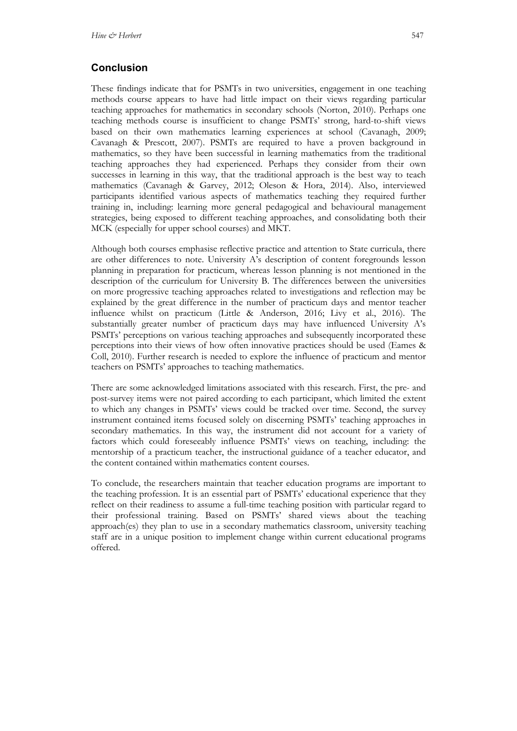## Conclusion

These findings indicate that for PSMTs in two universities, engagement in one teaching methods course appears to have had little impact on their views regarding particular teaching approaches for mathematics in secondary schools (Norton, 2010). Perhaps one teaching methods course is insufficient to change PSMTs' strong, hard-to-shift views based on their own mathematics learning experiences at school (Cavanagh, 2009; Cavanagh & Prescott, 2007). PSMTs are required to have a proven background in mathematics, so they have been successful in learning mathematics from the traditional teaching approaches they had experienced. Perhaps they consider from their own successes in learning in this way, that the traditional approach is the best way to teach mathematics (Cavanagh & Garvey, 2012; Oleson & Hora, 2014). Also, interviewed participants identified various aspects of mathematics teaching they required further training in, including: learning more general pedagogical and behavioural management strategies, being exposed to different teaching approaches, and consolidating both their MCK (especially for upper school courses) and MKT.

Although both courses emphasise reflective practice and attention to State curricula, there are other differences to note. University A's description of content foregrounds lesson planning in preparation for practicum, whereas lesson planning is not mentioned in the description of the curriculum for University B. The differences between the universities on more progressive teaching approaches related to investigations and reflection may be explained by the great difference in the number of practicum days and mentor teacher influence whilst on practicum (Little & Anderson, 2016; Livy et al., 2016). The substantially greater number of practicum days may have influenced University A's PSMTs' perceptions on various teaching approaches and subsequently incorporated these perceptions into their views of how often innovative practices should be used (Eames & Coll, 2010). Further research is needed to explore the influence of practicum and mentor teachers on PSMTs' approaches to teaching mathematics.

There are some acknowledged limitations associated with this research. First, the pre- and post-survey items were not paired according to each participant, which limited the extent to which any changes in PSMTs' views could be tracked over time. Second, the survey instrument contained items focused solely on discerning PSMTs' teaching approaches in secondary mathematics. In this way, the instrument did not account for a variety of factors which could foreseeably influence PSMTs' views on teaching, including: the mentorship of a practicum teacher, the instructional guidance of a teacher educator, and the content contained within mathematics content courses.

To conclude, the researchers maintain that teacher education programs are important to the teaching profession. It is an essential part of PSMTs' educational experience that they reflect on their readiness to assume a full-time teaching position with particular regard to their professional training. Based on PSMTs' shared views about the teaching approach(es) they plan to use in a secondary mathematics classroom, university teaching staff are in a unique position to implement change within current educational programs offered.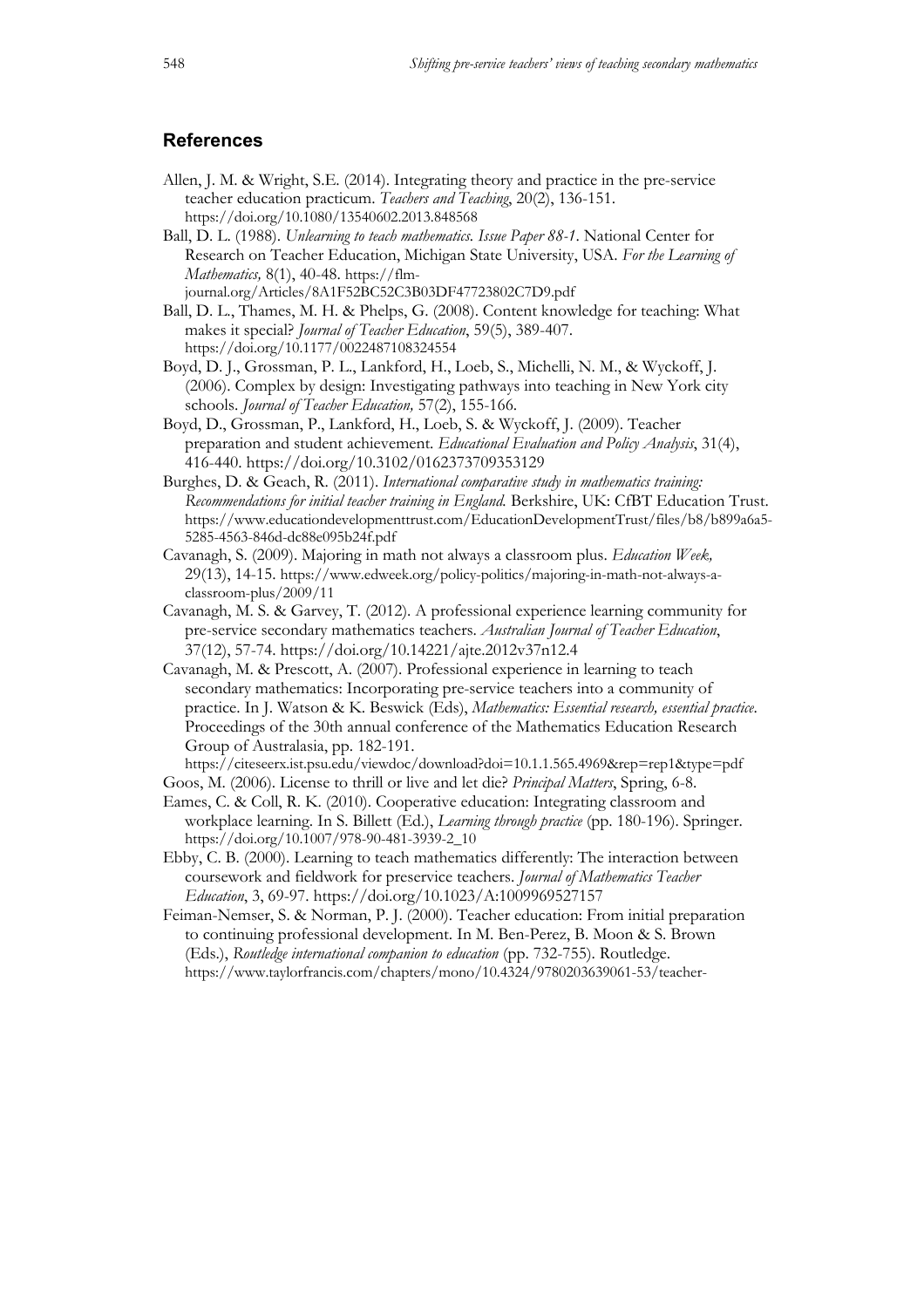## References

Allen, J. M. & Wright, S.E. (2014). Integrating theory and practice in the pre-service teacher education practicum. *Teachers and Teaching*, 20(2), 136-151. https://doi.org/10.1080/13540602.2013.848568

Ball, D. L. (1988). *Unlearning to teach mathematics. Issue Paper 88-1*. National Center for Research on Teacher Education, Michigan State University, USA. *For the Learning of Mathematics,* 8(1), 40-48. https://flm-journal.org/Articles/8A1F52BC52C3B03DF47723802C7D9.pdf

Ball, D. L., Thames, M. H. & Phelps, G. (2008). Content knowledge for teaching: What makes it special? *Journal of Teacher Education*, 59(5), 389-407. https://doi.org/10.1177/0022487108324554

Boyd, D. J., Grossman, P. L., Lankford, H., Loeb, S., Michelli, N. M., & Wyckoff, J. (2006). Complex by design: Investigating pathways into teaching in New York city schools. *Journal of Teacher Education,* 57(2), 155-166.

Boyd, D., Grossman, P., Lankford, H., Loeb, S. & Wyckoff, J. (2009). Teacher preparation and student achievement. *Educational Evaluation and Policy Analysis*, 31(4), 416-440. https://doi.org/10.3102/0162373709353129

Burghes, D. & Geach, R. (2011). *International comparative study in mathematics training: Recommendations for initial teacher training in England.* Berkshire, UK: CfBT Education Trust. https://www.educationdevelopmenttrust.com/EducationDevelopmentTrust/files/b8/b899a6a5-5285-4563-846d-dc88e095b24f.pdf

Cavanagh, S. (2009). Majoring in math not always a classroom plus. *Education Week,* 29(13), 14-15. https://www.edweek.org/policy-politics/majoring-in-math-not-always-a-classroom-plus/2009/11

Cavanagh, M. S. & Garvey, T. (2012). A professional experience learning community for pre-service secondary mathematics teachers. *Australian Journal of Teacher Education*, 37(12), 57-74. https://doi.org/10.14221/ajte.2012v37n12.4

Cavanagh, M. & Prescott, A. (2007). Professional experience in learning to teach secondary mathematics: Incorporating pre-service teachers into a community of practice. In J. Watson & K. Beswick (Eds), *Mathematics: Essential research, essential practice.* Proceedings of the 30th annual conference of the Mathematics Education Research Group of Australasia, pp. 182-191. https://citeseerx.ist.psu.edu/viewdoc/download?doi=10.1.1.565.4969&rep=rep1&type=pdf

Goos, M. (2006). License to thrill or live and let die? *Principal Matters*, Spring, 6-8.

Eames, C. & Coll, R. K. (2010). Cooperative education: Integrating classroom and workplace learning. In S. Billett (Ed.), *Learning through practice* (pp. 180-196). Springer. https://doi.org/10.1007/978-90-481-3939-2_10

Ebby, C. B. (2000). Learning to teach mathematics differently: The interaction between coursework and fieldwork for preservice teachers. *Journal of Mathematics Teacher Education*, 3, 69-97. https://doi.org/10.1023/A:1009969527157

Feiman-Nemser, S. & Norman, P. J. (2000). Teacher education: From initial preparation to continuing professional development. In M. Ben-Perez, B. Moon & S. Brown (Eds.), *Routledge international companion to education* (pp. 732-755). Routledge. https://www.taylorfrancis.com/chapters/mono/10.4324/9780203639061-53/teacher-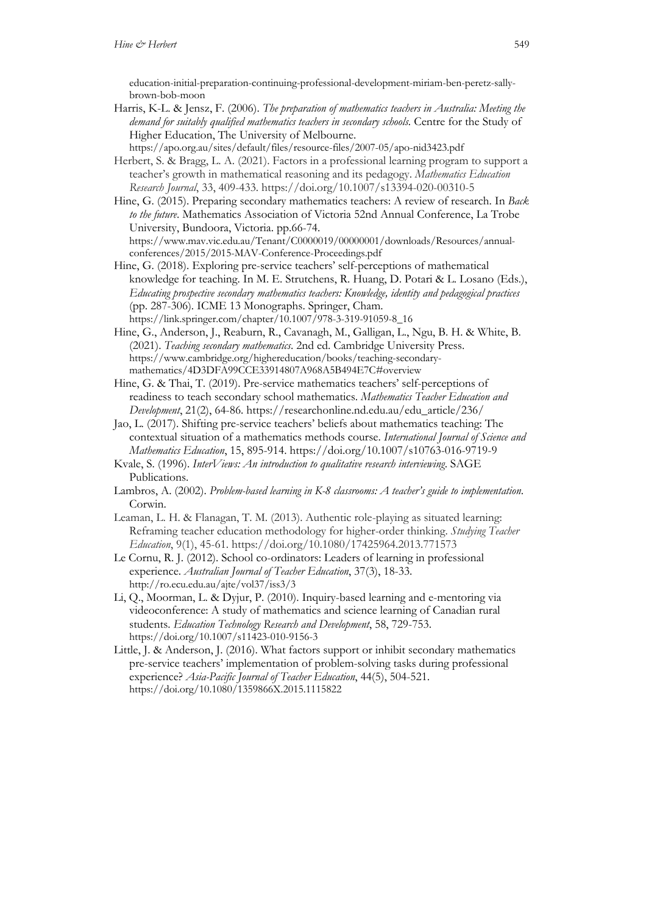education-initial-preparation-continuing-professional-development-miriam-ben-peretz-sally-brown-bob-moon

Harris, K-L. & Jensz, F. (2006). *The preparation of mathematics teachers in Australia: Meeting the demand for suitably qualified mathematics teachers in secondary schools*. Centre for the Study of Higher Education, The University of Melbourne. https://apo.org.au/sites/default/files/resource-files/2007-05/apo-nid3423.pdf

Herbert, S. & Bragg, L. A. (2021). Factors in a professional learning program to support a teacher's growth in mathematical reasoning and its pedagogy. *Mathematics Education Research Journal*, 33, 409-433. https://doi.org/10.1007/s13394-020-00310-5

Hine, G. (2015). Preparing secondary mathematics teachers: A review of research. In *Back to the future*. Mathematics Association of Victoria 52nd Annual Conference, La Trobe University, Bundoora, Victoria. pp.66-74. https://www.mav.vic.edu.au/Tenant/C0000019/00000001/downloads/Resources/annual-conferences/2015/2015-MAV-Conference-Proceedings.pdf

Hine, G. (2018). Exploring pre-service teachers' self-perceptions of mathematical knowledge for teaching. In M. E. Strutchens, R. Huang, D. Potari & L. Losano (Eds.), *Educating prospective secondary mathematics teachers: Knowledge, identity and pedagogical practices* (pp. 287-306). ICME 13 Monographs. Springer, Cham. https://link.springer.com/chapter/10.1007/978-3-319-91059-8_16

Hine, G., Anderson, J., Reaburn, R., Cavanagh, M., Galligan, L., Ngu, B. H. & White, B. (2021). *Teaching secondary mathematics*. 2nd ed. Cambridge University Press. https://www.cambridge.org/highereducation/books/teaching-secondary-mathematics/4D3DFA99CCE33914807A968A5B494E7C#overview

Hine, G. & Thai, T. (2019). Pre-service mathematics teachers' self-perceptions of readiness to teach secondary school mathematics. *Mathematics Teacher Education and Development*, 21(2), 64-86. https://researchonline.nd.edu.au/edu_article/236/

Jao, L. (2017). Shifting pre-service teachers' beliefs about mathematics teaching: The contextual situation of a mathematics methods course. *International Journal of Science and Mathematics Education*, 15, 895-914. https://doi.org/10.1007/s10763-016-9719-9

Kvale, S. (1996). *InterViews: An introduction to qualitative research interviewing*. SAGE Publications.

Lambros, A. (2002). *Problem-based learning in K-8 classrooms: A teacher's guide to implementation*. Corwin.

Leaman, L. H. & Flanagan, T. M. (2013). Authentic role-playing as situated learning: Reframing teacher education methodology for higher-order thinking. *Studying Teacher Education*, 9(1), 45-61. https://doi.org/10.1080/17425964.2013.771573

Le Cornu, R. J. (2012). School co-ordinators: Leaders of learning in professional experience. *Australian Journal of Teacher Education*, 37(3), 18-33. http://ro.ecu.edu.au/ajte/vol37/iss3/3

Li, Q., Moorman, L. & Dyjur, P. (2010). Inquiry-based learning and e-mentoring via videoconference: A study of mathematics and science learning of Canadian rural students. *Education Technology Research and Development*, 58, 729-753. https://doi.org/10.1007/s11423-010-9156-3

Little, J. & Anderson, J. (2016). What factors support or inhibit secondary mathematics pre-service teachers' implementation of problem-solving tasks during professional experience? *Asia-Pacific Journal of Teacher Education*, 44(5), 504-521. https://doi.org/10.1080/1359866X.2015.1115822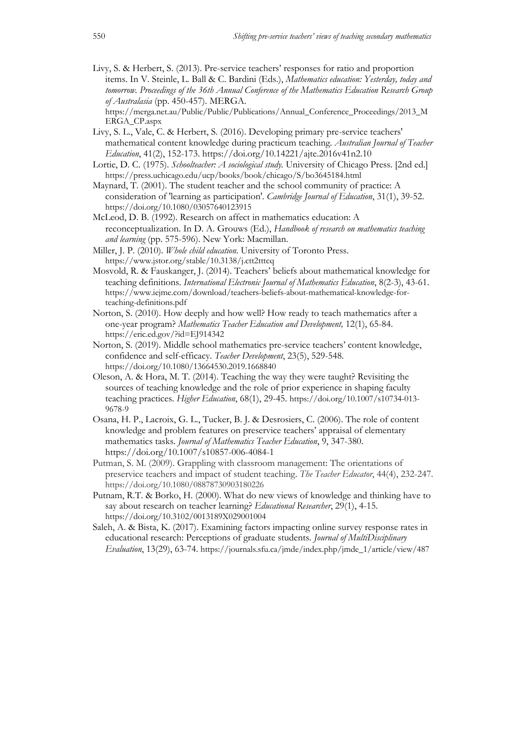Livy, S. & Herbert, S. (2013). Pre-service teachers' responses for ratio and proportion items. In V. Steinle, L. Ball & C. Bardini (Eds.), *Mathematics education: Yesterday, today and tomorrow. Proceedings of the 36th Annual Conference of the Mathematics Education Research Group of Australasia* (pp. 450-457). MERGA. https://merga.net.au/Public/Public/Publications/Annual_Conference_Proceedings/2013_MERGA_CP.aspx

Livy, S. L., Vale, C. & Herbert, S. (2016). Developing primary pre-service teachers' mathematical content knowledge during practicum teaching. *Australian Journal of Teacher Education*, 41(2), 152-173. https://doi.org/10.14221/ajte.2016v41n2.10

Lortie, D. C. (1975). *Schoolteacher: A sociological study.* University of Chicago Press. [2nd ed.] https://press.uchicago.edu/ucp/books/book/chicago/S/bo3645184.html

Maynard, T. (2001). The student teacher and the school community of practice: A consideration of 'learning as participation'. *Cambridge Journal of Education*, 31(1), 39-52. https://doi.org/10.1080/03057640123915

McLeod, D. B. (1992). Research on affect in mathematics education: A reconceptualization. In D. A. Grouws (Ed.), *Handbook of research on mathematics teaching and learning* (pp. 575-596). New York: Macmillan.

Miller, J. P. (2010). *Whole child education.* University of Toronto Press. https://www.jstor.org/stable/10.3138/j.ctt2tttcq

Mosvold, R. & Fauskanger, J. (2014). Teachers' beliefs about mathematical knowledge for teaching definitions. *International Electronic Journal of Mathematics Education*, 8(2-3), 43-61. https://www.iejme.com/download/teachers-beliefs-about-mathematical-knowledge-for-teaching-definitions.pdf

Norton, S. (2010). How deeply and how well? How ready to teach mathematics after a one-year program? *Mathematics Teacher Education and Development,* 12(1), 65-84. https://eric.ed.gov/?id=EJ914342

Norton, S. (2019). Middle school mathematics pre-service teachers' content knowledge, confidence and self-efficacy. *Teacher Development*, 23(5), 529-548. https://doi.org/10.1080/13664530.2019.1668840

Oleson, A. & Hora, M. T. (2014). Teaching the way they were taught? Revisiting the sources of teaching knowledge and the role of prior experience in shaping faculty teaching practices. *Higher Education*, 68(1), 29-45. https://doi.org/10.1007/s10734-013-9678-9

Osana, H. P., Lacroix, G. L., Tucker, B. J. & Desrosiers, C. (2006). The role of content knowledge and problem features on preservice teachers' appraisal of elementary mathematics tasks. *Journal of Mathematics Teacher Education*, 9, 347-380. https://doi.org/10.1007/s10857-006-4084-1

Putman, S. M. (2009). Grappling with classroom management: The orientations of preservice teachers and impact of student teaching. *The Teacher Educator*, 44(4), 232-247. https://doi.org/10.1080/08878730903180226

Putnam, R.T. & Borko, H. (2000). What do new views of knowledge and thinking have to say about research on teacher learning? *Educational Researcher*, 29(1), 4-15. https://doi.org/10.3102/0013189X029001004

Saleh, A. & Bista, K. (2017). Examining factors impacting online survey response rates in educational research: Perceptions of graduate students. *Journal of MultiDisciplinary Evaluation*, 13(29), 63-74. https://journals.sfu.ca/jmde/index.php/jmde_1/article/view/487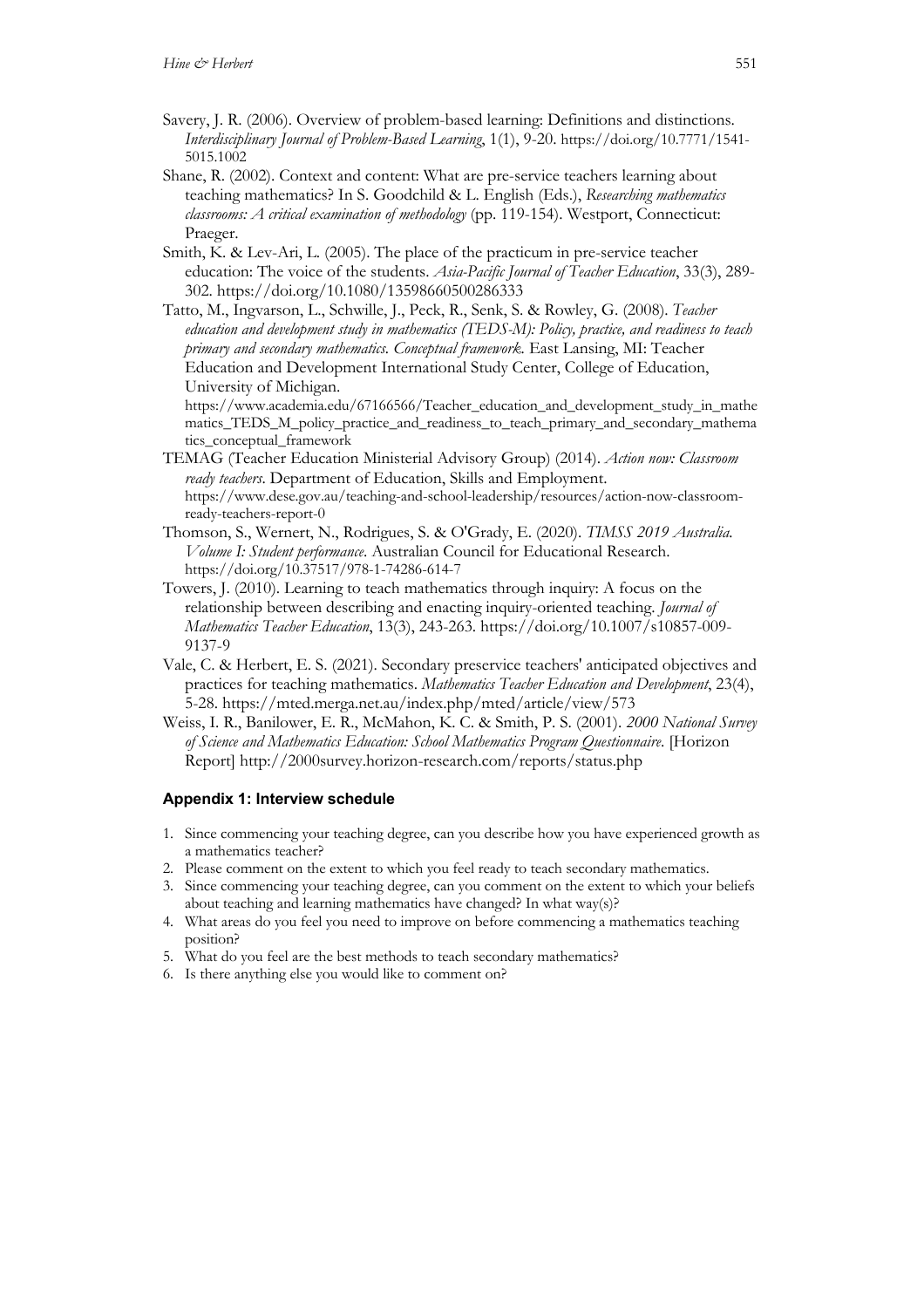Savery, J. R. (2006). Overview of problem-based learning: Definitions and distinctions. *Interdisciplinary Journal of Problem-Based Learning*, 1(1), 9-20. https://doi.org/10.7771/1541-5015.1002

Shane, R. (2002). Context and content: What are pre-service teachers learning about teaching mathematics? In S. Goodchild & L. English (Eds.), *Researching mathematics classrooms: A critical examination of methodology* (pp. 119-154). Westport, Connecticut: Praeger.

Smith, K. & Lev-Ari, L. (2005). The place of the practicum in pre-service teacher education: The voice of the students. *Asia-Pacific Journal of Teacher Education*, 33(3), 289-302. https://doi.org/10.1080/13598660500286333

Tatto, M., Ingvarson, L., Schwille, J., Peck, R., Senk, S. & Rowley, G. (2008). *Teacher education and development study in mathematics (TEDS-M): Policy, practice, and readiness to teach primary and secondary mathematics. Conceptual framework.* East Lansing, MI: Teacher Education and Development International Study Center, College of Education, University of Michigan. https://www.academia.edu/67166566/Teacher_education_and_development_study_in_mathematics_TEDS_M_policy_practice_and_readiness_to_teach_primary_and_secondary_mathematics_conceptual_framework

TEMAG (Teacher Education Ministerial Advisory Group) (2014). *Action now: Classroom ready teachers*. Department of Education, Skills and Employment. https://www.dese.gov.au/teaching-and-school-leadership/resources/action-now-classroom-ready-teachers-report-0

Thomson, S., Wernert, N., Rodrigues, S. & O'Grady, E. (2020). *TIMSS 2019 Australia. Volume I: Student performance*. Australian Council for Educational Research. https://doi.org/10.37517/978-1-74286-614-7

Towers, J. (2010). Learning to teach mathematics through inquiry: A focus on the relationship between describing and enacting inquiry-oriented teaching. *Journal of Mathematics Teacher Education*, 13(3), 243-263. https://doi.org/10.1007/s10857-009-9137-9

Vale, C. & Herbert, E. S. (2021). Secondary preservice teachers' anticipated objectives and practices for teaching mathematics. *Mathematics Teacher Education and Development*, 23(4), 5-28. https://mted.merga.net.au/index.php/mted/article/view/573

Weiss, I. R., Banilower, E. R., McMahon, K. C. & Smith, P. S. (2001). *2000 National Survey of Science and Mathematics Education: School Mathematics Program Questionnaire*. [Horizon Report] http://2000survey.horizon-research.com/reports/status.php

## Appendix 1: Interview schedule

1. Since commencing your teaching degree, can you describe how you have experienced growth as a mathematics teacher?
2. Please comment on the extent to which you feel ready to teach secondary mathematics.
3. Since commencing your teaching degree, can you comment on the extent to which your beliefs about teaching and learning mathematics have changed? In what way(s)?
4. What areas do you feel you need to improve on before commencing a mathematics teaching position?
5. What do you feel are the best methods to teach secondary mathematics?
6. Is there anything else you would like to comment on?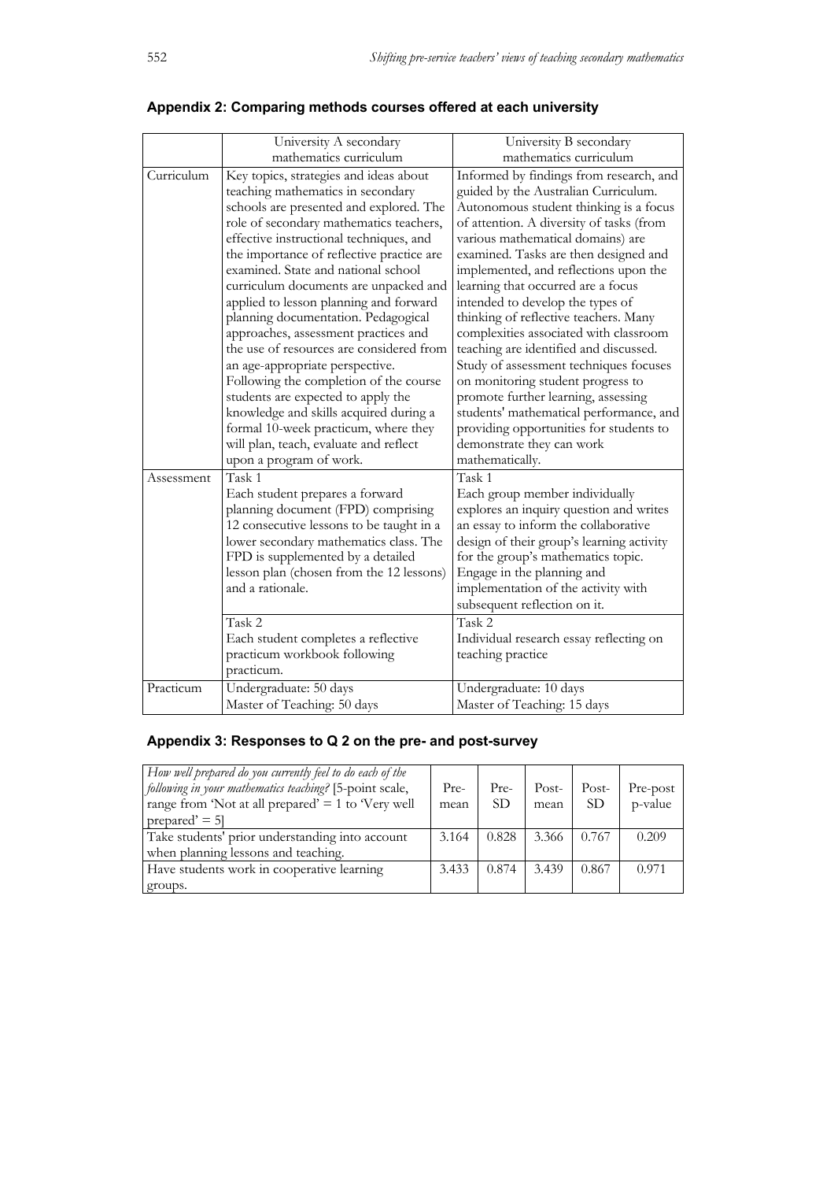## Appendix 2: Comparing methods courses offered at each university

| | University A secondary mathematics curriculum | University B secondary mathematics curriculum |
|---|---|---|
| Curriculum | Key topics, strategies and ideas about teaching mathematics in secondary schools are presented and explored. The role of secondary mathematics teachers, effective instructional techniques, and the importance of reflective practice are examined. State and national school curriculum documents are unpacked and applied to lesson planning and forward planning documentation. Pedagogical approaches, assessment practices and the use of resources are considered from an age-appropriate perspective. Following the completion of the course students are expected to apply the knowledge and skills acquired during a formal 10-week practicum, where they will plan, teach, evaluate and reflect upon a program of work. | Informed by findings from research, and guided by the Australian Curriculum. Autonomous student thinking is a focus of attention. A diversity of tasks (from various mathematical domains) are examined. Tasks are then designed and implemented, and reflections upon the learning that occurred are a focus intended to develop the types of thinking of reflective teachers. Many complexities associated with classroom teaching are identified and discussed. Study of assessment techniques focuses on monitoring student progress to promote further learning, assessing students' mathematical performance, and providing opportunities for students to demonstrate they can work mathematically. |
| Assessment | Task 1<br>Each student prepares a forward planning document (FPD) comprising 12 consecutive lessons to be taught in a lower secondary mathematics class. The FPD is supplemented by a detailed lesson plan (chosen from the 12 lessons) and a rationale. | Task 1<br>Each group member individually explores an inquiry question and writes an essay to inform the collaborative design of their group's learning activity for the group's mathematics topic. Engage in the planning and implementation of the activity with subsequent reflection on it. |
| | Task 2<br>Each student completes a reflective practicum workbook following practicum. | Task 2<br>Individual research essay reflecting on teaching practice |
| Practicum | Undergraduate: 50 days<br>Master of Teaching: 50 days | Undergraduate: 10 days<br>Master of Teaching: 15 days |

## Appendix 3: Responses to Q 2 on the pre- and post-survey

| *How well prepared do you currently feel to do each of the following in your mathematics teaching?* [5-point scale, range from 'Not at all prepared' = 1 to 'Very well prepared' = 5] | Pre-mean | Pre-SD | Post-mean | Post-SD | Pre-post p-value |
|---|---|---|---|---|---|
| Take students' prior understanding into account when planning lessons and teaching. | 3.164 | 0.828 | 3.366 | 0.767 | 0.209 |
| Have students work in cooperative learning groups. | 3.433 | 0.874 | 3.439 | 0.867 | 0.971 |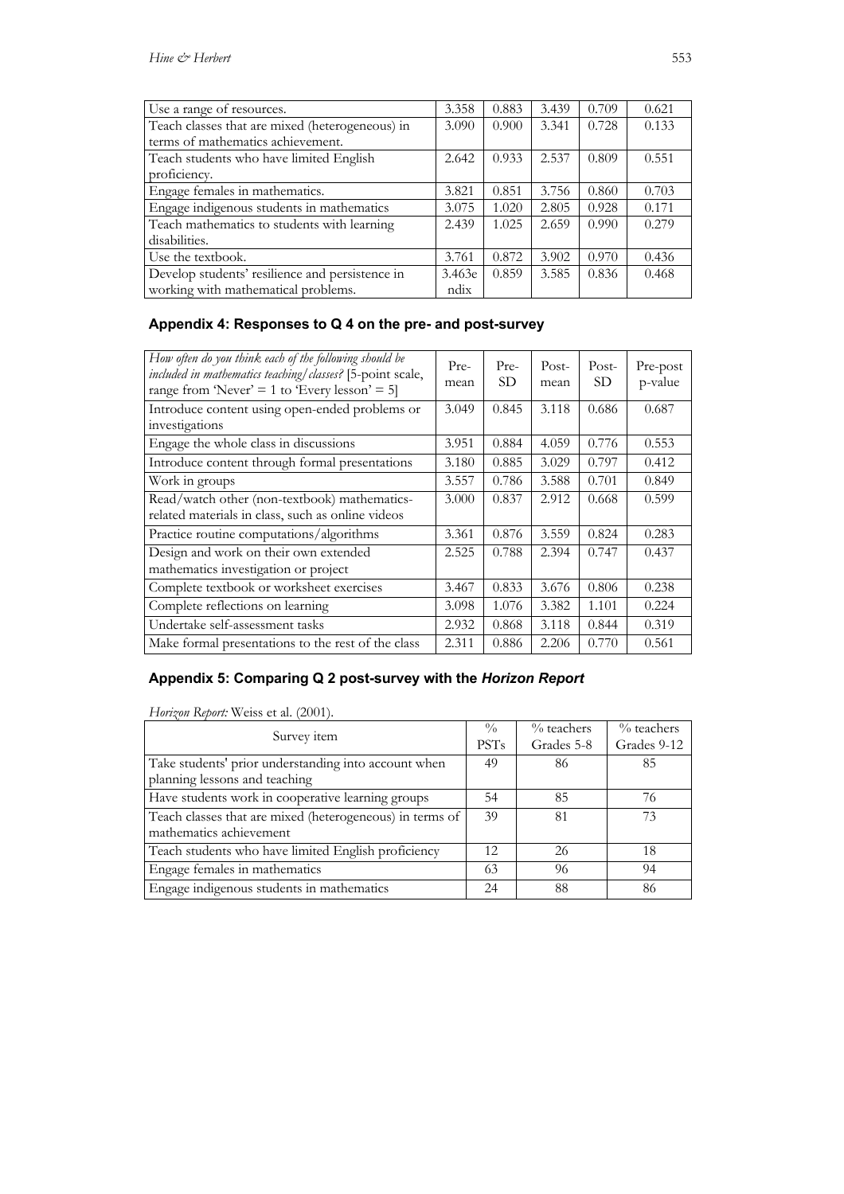| Use a range of resources. | 3.358 | 0.883 | 3.439 | 0.709 | 0.621 |
|---|---|---|---|---|---|
| Teach classes that are mixed (heterogeneous) in terms of mathematics achievement. | 3.090 | 0.900 | 3.341 | 0.728 | 0.133 |
| Teach students who have limited English proficiency. | 2.642 | 0.933 | 2.537 | 0.809 | 0.551 |
| Engage females in mathematics. | 3.821 | 0.851 | 3.756 | 0.860 | 0.703 |
| Engage indigenous students in mathematics | 3.075 | 1.020 | 2.805 | 0.928 | 0.171 |
| Teach mathematics to students with learning disabilities. | 2.439 | 1.025 | 2.659 | 0.990 | 0.279 |
| Use the textbook. | 3.761 | 0.872 | 3.902 | 0.970 | 0.436 |
| Develop students' resilience and persistence in working with mathematical problems. | 3.463endix | 0.859 | 3.585 | 0.836 | 0.468 |

## Appendix 4: Responses to Q 4 on the pre- and post-survey

| *How often do you think each of the following should be included in mathematics teaching/classes?* [5-point scale, range from 'Never' = 1 to 'Every lesson' = 5] | Pre-mean | Pre-SD | Post-mean | Post-SD | Pre-post p-value |
|---|---|---|---|---|---|
| Introduce content using open-ended problems or investigations | 3.049 | 0.845 | 3.118 | 0.686 | 0.687 |
| Engage the whole class in discussions | 3.951 | 0.884 | 4.059 | 0.776 | 0.553 |
| Introduce content through formal presentations | 3.180 | 0.885 | 3.029 | 0.797 | 0.412 |
| Work in groups | 3.557 | 0.786 | 3.588 | 0.701 | 0.849 |
| Read/watch other (non-textbook) mathematics-related materials in class, such as online videos | 3.000 | 0.837 | 2.912 | 0.668 | 0.599 |
| Practice routine computations/algorithms | 3.361 | 0.876 | 3.559 | 0.824 | 0.283 |
| Design and work on their own extended mathematics investigation or project | 2.525 | 0.788 | 2.394 | 0.747 | 0.437 |
| Complete textbook or worksheet exercises | 3.467 | 0.833 | 3.676 | 0.806 | 0.238 |
| Complete reflections on learning | 3.098 | 1.076 | 3.382 | 1.101 | 0.224 |
| Undertake self-assessment tasks | 2.932 | 0.868 | 3.118 | 0.844 | 0.319 |
| Make formal presentations to the rest of the class | 2.311 | 0.886 | 2.206 | 0.770 | 0.561 |

## Appendix 5: Comparing Q 2 post-survey with the *Horizon Report*

*Horizon Report:* Weiss et al. (2001).

| Survey item | % PSTs | % teachers Grades 5-8 | % teachers Grades 9-12 |
|---|---|---|---|
| Take students' prior understanding into account when planning lessons and teaching | 49 | 86 | 85 |
| Have students work in cooperative learning groups | 54 | 85 | 76 |
| Teach classes that are mixed (heterogeneous) in terms of mathematics achievement | 39 | 81 | 73 |
| Teach students who have limited English proficiency | 12 | 26 | 18 |
| Engage females in mathematics | 63 | 96 | 94 |
| Engage indigenous students in mathematics | 24 | 88 | 86 |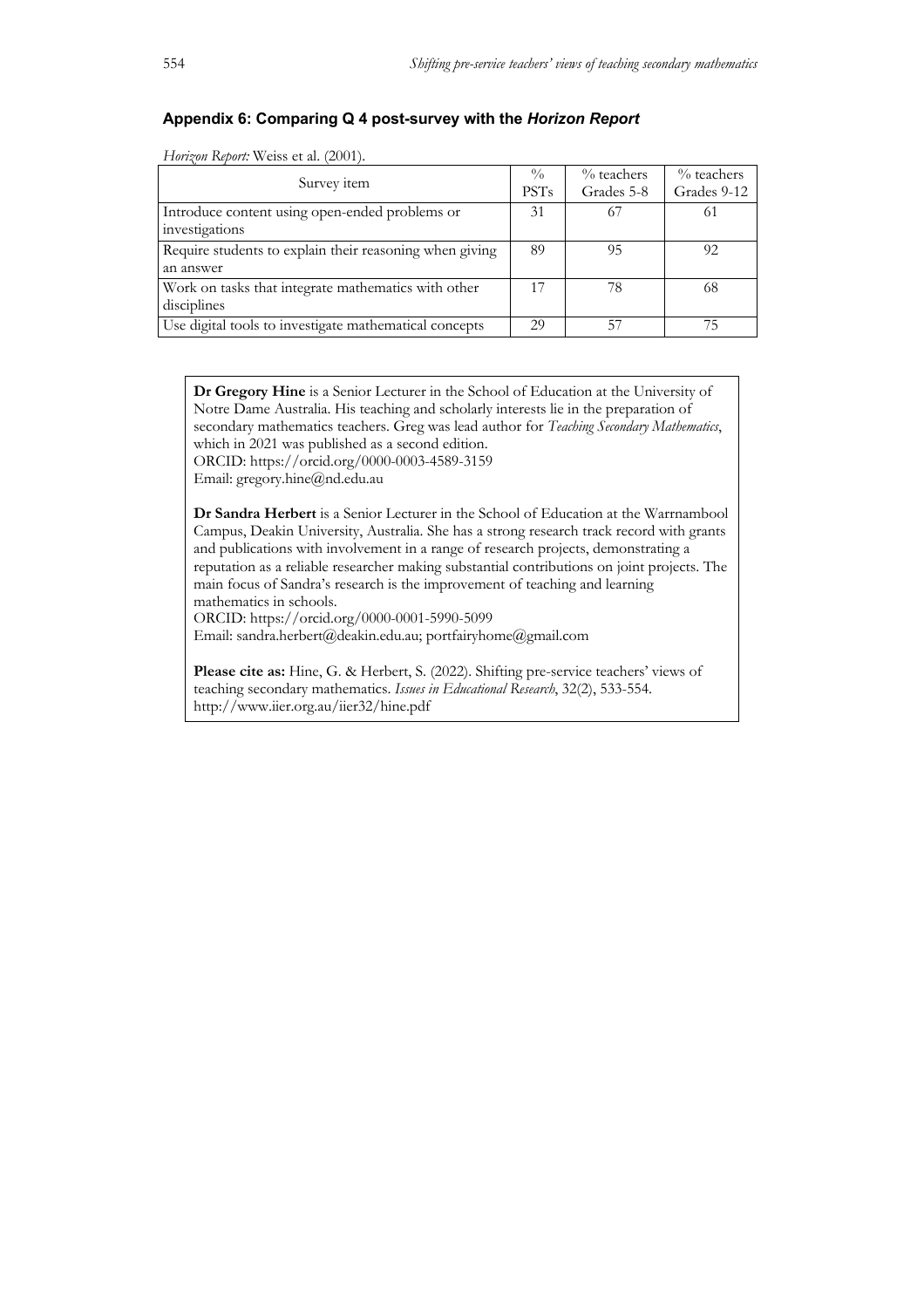## Appendix 6: Comparing Q 4 post-survey with the *Horizon Report*

*Horizon Report:* Weiss et al. (2001).

| Survey item | % PSTs | % teachers Grades 5-8 | % teachers Grades 9-12 |
|---|---|---|---|
| Introduce content using open-ended problems or investigations | 31 | 67 | 61 |
| Require students to explain their reasoning when giving an answer | 89 | 95 | 92 |
| Work on tasks that integrate mathematics with other disciplines | 17 | 78 | 68 |
| Use digital tools to investigate mathematical concepts | 29 | 57 | 75 |

**Dr Gregory Hine** is a Senior Lecturer in the School of Education at the University of Notre Dame Australia. His teaching and scholarly interests lie in the preparation of secondary mathematics teachers. Greg was lead author for *Teaching Secondary Mathematics*, which in 2021 was published as a second edition.
ORCID: https://orcid.org/0000-0003-4589-3159
Email: gregory.hine@nd.edu.au

**Dr Sandra Herbert** is a Senior Lecturer in the School of Education at the Warrnambool Campus, Deakin University, Australia. She has a strong research track record with grants and publications with involvement in a range of research projects, demonstrating a reputation as a reliable researcher making substantial contributions on joint projects. The main focus of Sandra's research is the improvement of teaching and learning mathematics in schools.
ORCID: https://orcid.org/0000-0001-5990-5099
Email: sandra.herbert@deakin.edu.au; portfairyhome@gmail.com

**Please cite as:** Hine, G. & Herbert, S. (2022). Shifting pre-service teachers' views of teaching secondary mathematics. *Issues in Educational Research*, 32(2), 533-554. http://www.iier.org.au/iier32/hine.pdf